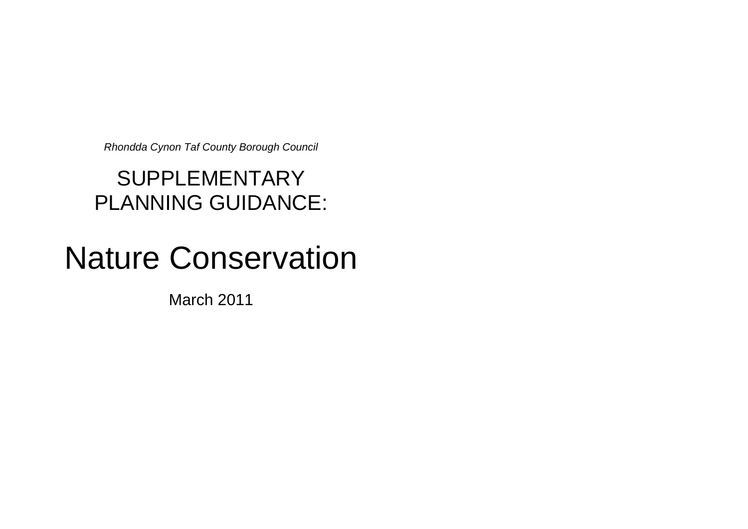*Rhondda Cynon Taf County Borough Council*

## SUPPLEMENTARY PLANNING GUIDANCE:

# Nature Conservation

March 2011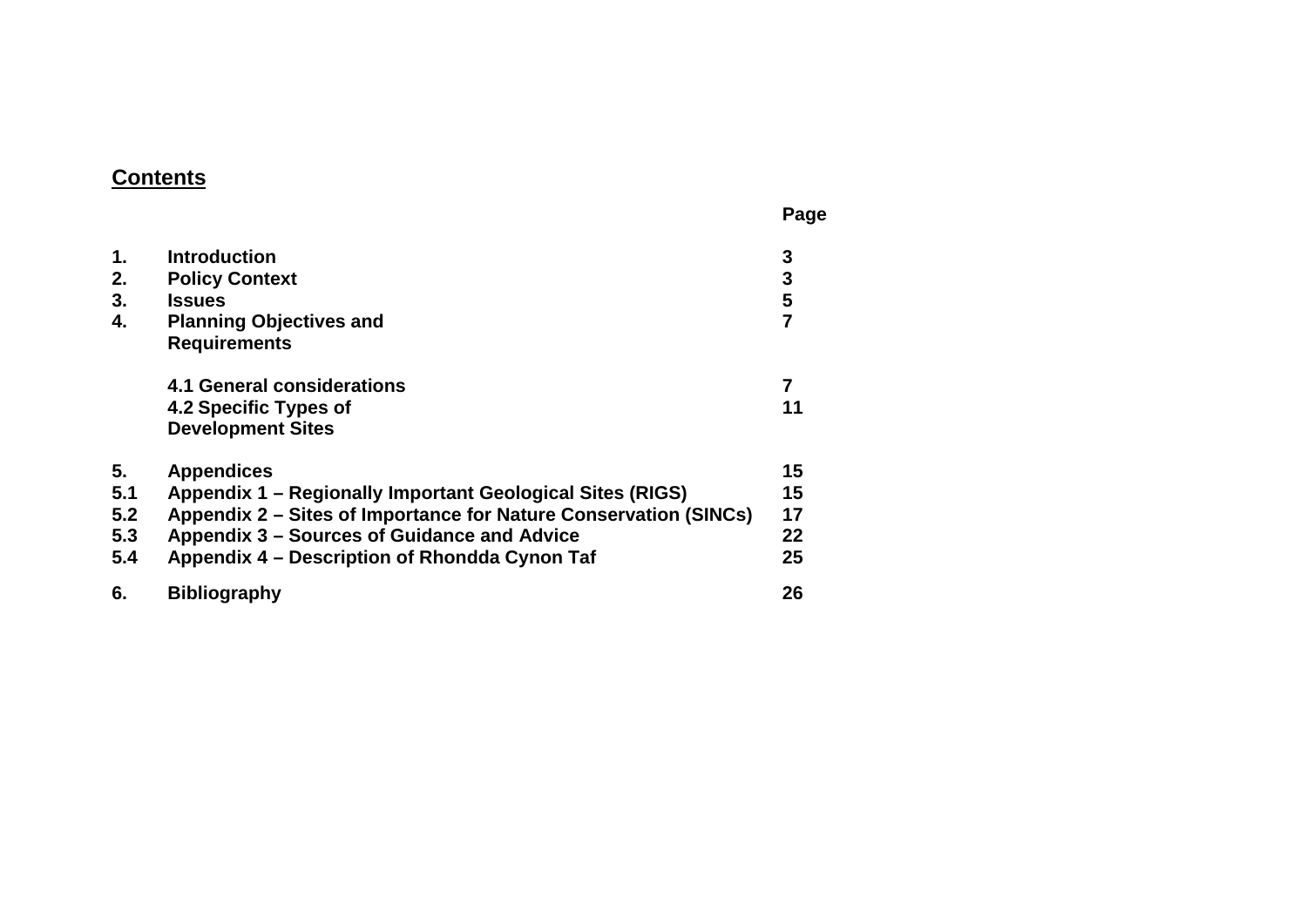## Contents

| | | Page |
|---|---|---|
| **1.** | **Introduction** | **3** |
| **2.** | **Policy Context** | **3** |
| **3.** | **Issues** | **5** |
| **4.** | **Planning Objectives and Requirements** | **7** |
| | **4.1 General considerations** | **7** |
| | **4.2 Specific Types of Development Sites** | **11** |
| **5.** | **Appendices** | **15** |
| **5.1** | **Appendix 1 – Regionally Important Geological Sites (RIGS)** | **15** |
| **5.2** | **Appendix 2 – Sites of Importance for Nature Conservation (SINCs)** | **17** |
| **5.3** | **Appendix 3 – Sources of Guidance and Advice** | **22** |
| **5.4** | **Appendix 4 – Description of Rhondda Cynon Taf** | **25** |
| **6.** | **Bibliography** | **26** |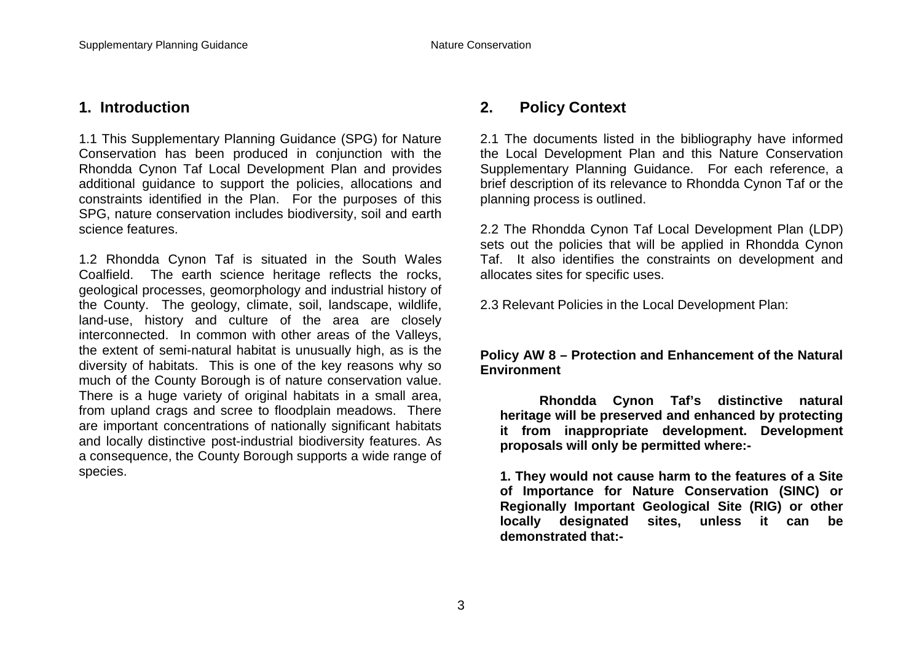## 1. Introduction

1.1 This Supplementary Planning Guidance (SPG) for Nature Conservation has been produced in conjunction with the Rhondda Cynon Taf Local Development Plan and provides additional guidance to support the policies, allocations and constraints identified in the Plan. For the purposes of this SPG, nature conservation includes biodiversity, soil and earth science features.

1.2 Rhondda Cynon Taf is situated in the South Wales Coalfield. The earth science heritage reflects the rocks, geological processes, geomorphology and industrial history of the County. The geology, climate, soil, landscape, wildlife, land-use, history and culture of the area are closely interconnected. In common with other areas of the Valleys, the extent of semi-natural habitat is unusually high, as is the diversity of habitats. This is one of the key reasons why so much of the County Borough is of nature conservation value. There is a huge variety of original habitats in a small area, from upland crags and scree to floodplain meadows. There are important concentrations of nationally significant habitats and locally distinctive post-industrial biodiversity features. As a consequence, the County Borough supports a wide range of species.

## 2. Policy Context

2.1 The documents listed in the bibliography have informed the Local Development Plan and this Nature Conservation Supplementary Planning Guidance. For each reference, a brief description of its relevance to Rhondda Cynon Taf or the planning process is outlined.

2.2 The Rhondda Cynon Taf Local Development Plan (LDP) sets out the policies that will be applied in Rhondda Cynon Taf. It also identifies the constraints on development and allocates sites for specific uses.

2.3 Relevant Policies in the Local Development Plan:

**Policy AW 8 – Protection and Enhancement of the Natural Environment**

**Rhondda Cynon Taf's distinctive natural heritage will be preserved and enhanced by protecting it from inappropriate development. Development proposals will only be permitted where:-**

**1. They would not cause harm to the features of a Site of Importance for Nature Conservation (SINC) or Regionally Important Geological Site (RIG) or other locally designated sites, unless it can be demonstrated that:-**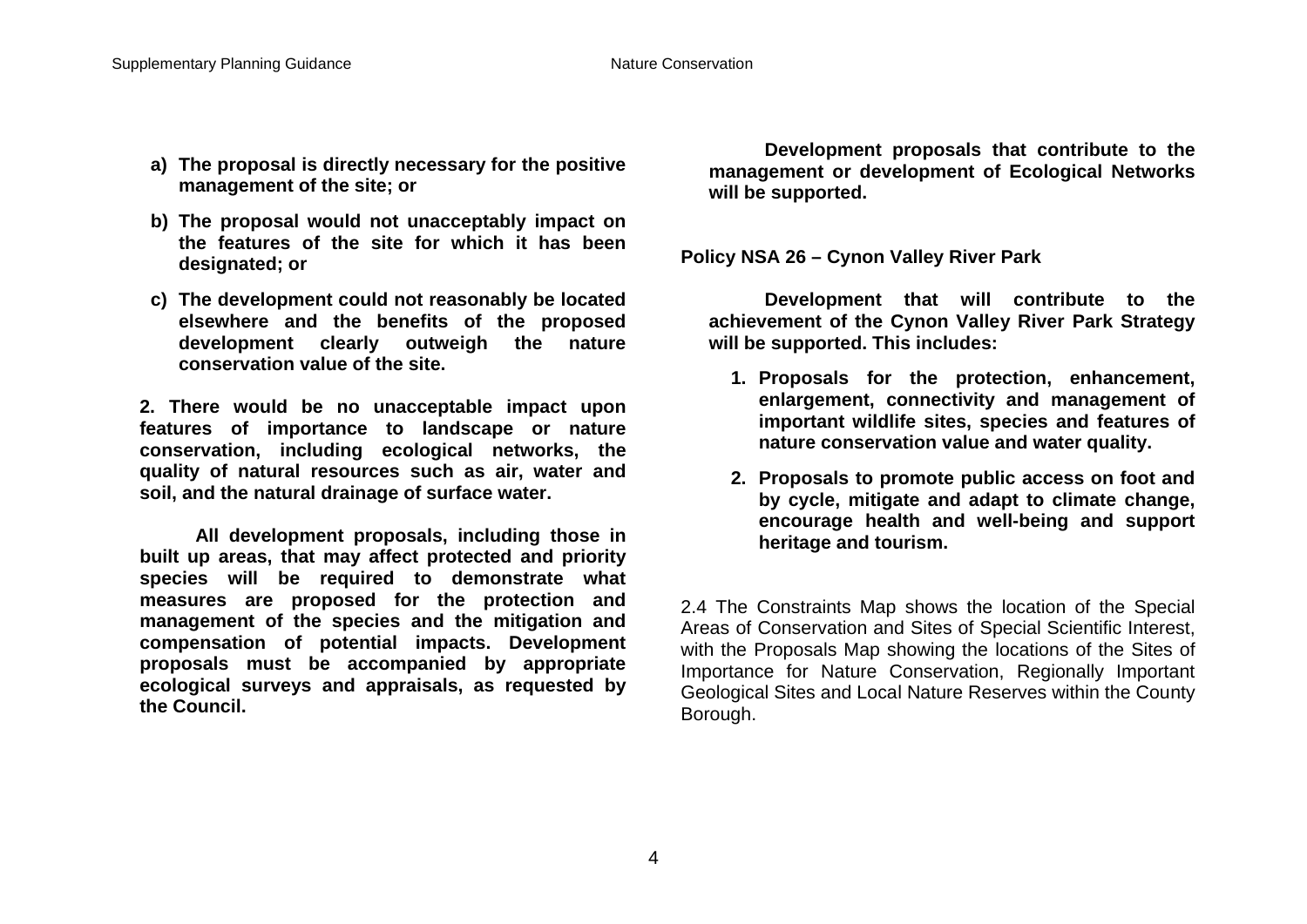a) **The proposal is directly necessary for the positive management of the site; or**

b) **The proposal would not unacceptably impact on the features of the site for which it has been designated; or**

c) **The development could not reasonably be located elsewhere and the benefits of the proposed development clearly outweigh the nature conservation value of the site.**

**2. There would be no unacceptable impact upon features of importance to landscape or nature conservation, including ecological networks, the quality of natural resources such as air, water and soil, and the natural drainage of surface water.**

**All development proposals, including those in built up areas, that may affect protected and priority species will be required to demonstrate what measures are proposed for the protection and management of the species and the mitigation and compensation of potential impacts. Development proposals must be accompanied by appropriate ecological surveys and appraisals, as requested by the Council.**

**Development proposals that contribute to the management or development of Ecological Networks will be supported.**

**Policy NSA 26 – Cynon Valley River Park**

**Development that will contribute to the achievement of the Cynon Valley River Park Strategy will be supported. This includes:**

1. **Proposals for the protection, enhancement, enlargement, connectivity and management of important wildlife sites, species and features of nature conservation value and water quality.**
2. **Proposals to promote public access on foot and by cycle, mitigate and adapt to climate change, encourage health and well-being and support heritage and tourism.**

2.4 The Constraints Map shows the location of the Special Areas of Conservation and Sites of Special Scientific Interest, with the Proposals Map showing the locations of the Sites of Importance for Nature Conservation, Regionally Important Geological Sites and Local Nature Reserves within the County Borough.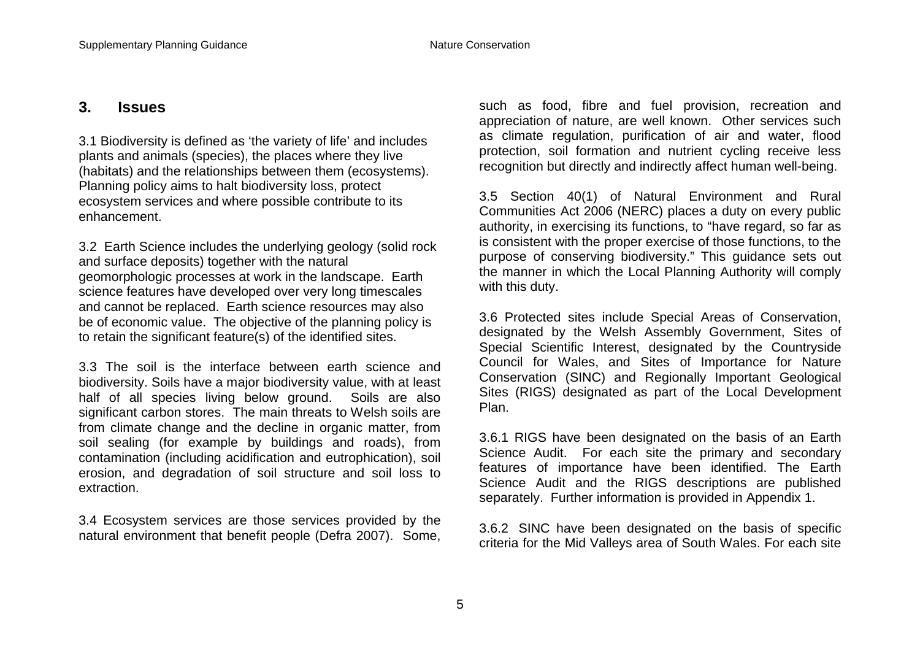## 3. Issues

3.1 Biodiversity is defined as 'the variety of life' and includes plants and animals (species), the places where they live (habitats) and the relationships between them (ecosystems). Planning policy aims to halt biodiversity loss, protect ecosystem services and where possible contribute to its enhancement.

3.2 Earth Science includes the underlying geology (solid rock and surface deposits) together with the natural geomorphologic processes at work in the landscape. Earth science features have developed over very long timescales and cannot be replaced. Earth science resources may also be of economic value. The objective of the planning policy is to retain the significant feature(s) of the identified sites.

3.3 The soil is the interface between earth science and biodiversity. Soils have a major biodiversity value, with at least half of all species living below ground. Soils are also significant carbon stores. The main threats to Welsh soils are from climate change and the decline in organic matter, from soil sealing (for example by buildings and roads), from contamination (including acidification and eutrophication), soil erosion, and degradation of soil structure and soil loss to extraction.

3.4 Ecosystem services are those services provided by the natural environment that benefit people (Defra 2007). Some, such as food, fibre and fuel provision, recreation and appreciation of nature, are well known. Other services such as climate regulation, purification of air and water, flood protection, soil formation and nutrient cycling receive less recognition but directly and indirectly affect human well-being.

3.5 Section 40(1) of Natural Environment and Rural Communities Act 2006 (NERC) places a duty on every public authority, in exercising its functions, to "have regard, so far as is consistent with the proper exercise of those functions, to the purpose of conserving biodiversity." This guidance sets out the manner in which the Local Planning Authority will comply with this duty.

3.6 Protected sites include Special Areas of Conservation, designated by the Welsh Assembly Government, Sites of Special Scientific Interest, designated by the Countryside Council for Wales, and Sites of Importance for Nature Conservation (SINC) and Regionally Important Geological Sites (RIGS) designated as part of the Local Development Plan.

3.6.1 RIGS have been designated on the basis of an Earth Science Audit. For each site the primary and secondary features of importance have been identified. The Earth Science Audit and the RIGS descriptions are published separately. Further information is provided in Appendix 1.

3.6.2 SINC have been designated on the basis of specific criteria for the Mid Valleys area of South Wales. For each site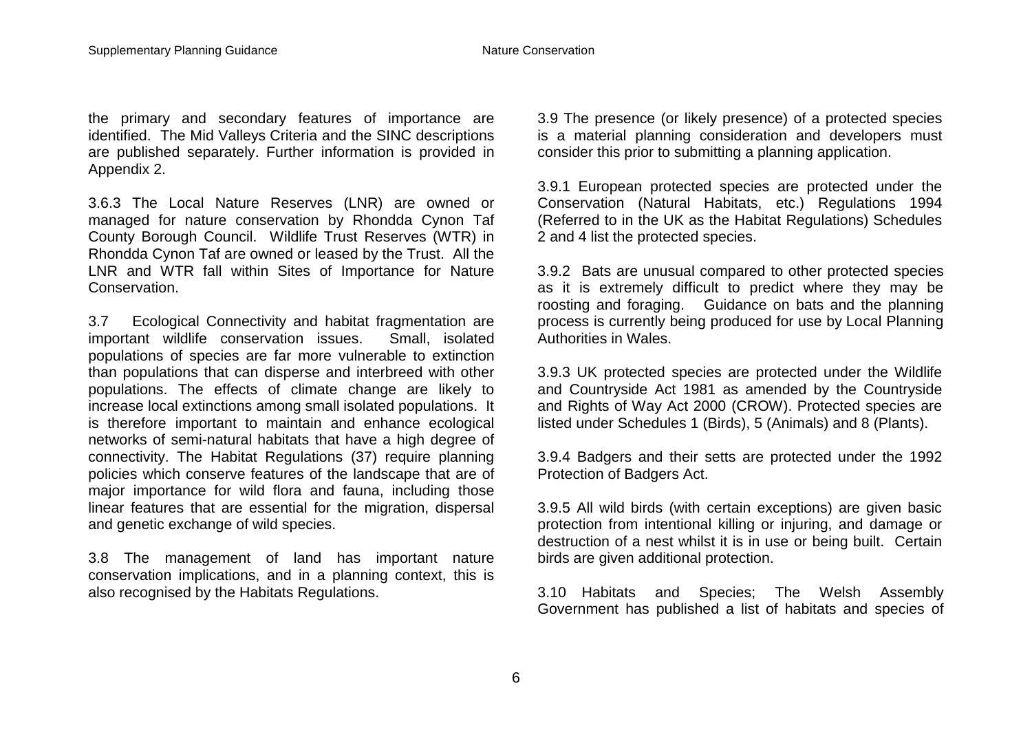the primary and secondary features of importance are identified. The Mid Valleys Criteria and the SINC descriptions are published separately. Further information is provided in Appendix 2.

3.6.3 The Local Nature Reserves (LNR) are owned or managed for nature conservation by Rhondda Cynon Taf County Borough Council. Wildlife Trust Reserves (WTR) in Rhondda Cynon Taf are owned or leased by the Trust. All the LNR and WTR fall within Sites of Importance for Nature Conservation.

3.7 Ecological Connectivity and habitat fragmentation are important wildlife conservation issues. Small, isolated populations of species are far more vulnerable to extinction than populations that can disperse and interbreed with other populations. The effects of climate change are likely to increase local extinctions among small isolated populations. It is therefore important to maintain and enhance ecological networks of semi-natural habitats that have a high degree of connectivity. The Habitat Regulations (37) require planning policies which conserve features of the landscape that are of major importance for wild flora and fauna, including those linear features that are essential for the migration, dispersal and genetic exchange of wild species.

3.8 The management of land has important nature conservation implications, and in a planning context, this is also recognised by the Habitats Regulations.

3.9 The presence (or likely presence) of a protected species is a material planning consideration and developers must consider this prior to submitting a planning application.

3.9.1 European protected species are protected under the Conservation (Natural Habitats, etc.) Regulations 1994 (Referred to in the UK as the Habitat Regulations) Schedules 2 and 4 list the protected species.

3.9.2 Bats are unusual compared to other protected species as it is extremely difficult to predict where they may be roosting and foraging. Guidance on bats and the planning process is currently being produced for use by Local Planning Authorities in Wales.

3.9.3 UK protected species are protected under the Wildlife and Countryside Act 1981 as amended by the Countryside and Rights of Way Act 2000 (CROW). Protected species are listed under Schedules 1 (Birds), 5 (Animals) and 8 (Plants).

3.9.4 Badgers and their setts are protected under the 1992 Protection of Badgers Act.

3.9.5 All wild birds (with certain exceptions) are given basic protection from intentional killing or injuring, and damage or destruction of a nest whilst it is in use or being built. Certain birds are given additional protection.

3.10 Habitats and Species; The Welsh Assembly Government has published a list of habitats and species of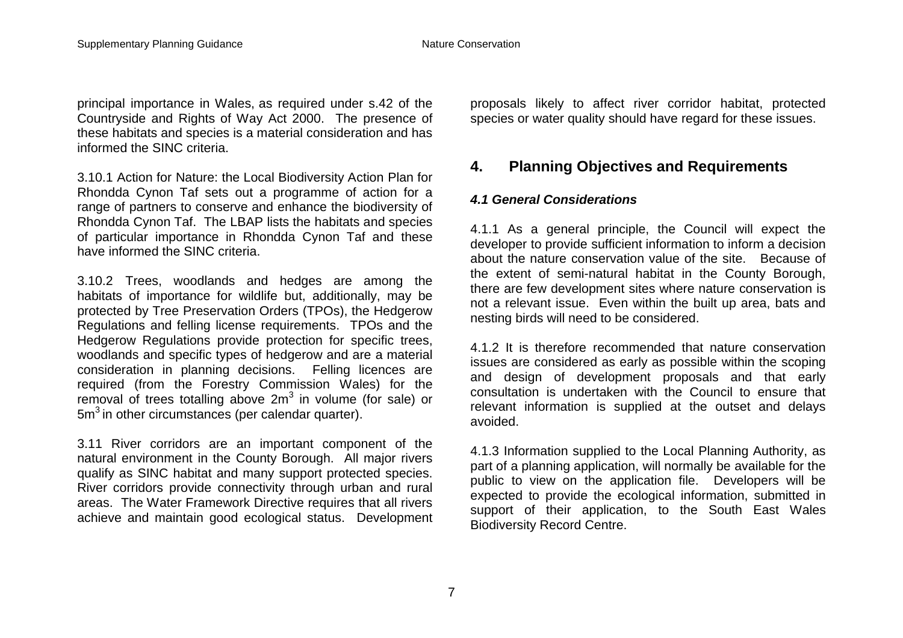principal importance in Wales, as required under s.42 of the Countryside and Rights of Way Act 2000. The presence of these habitats and species is a material consideration and has informed the SINC criteria.

3.10.1 Action for Nature: the Local Biodiversity Action Plan for Rhondda Cynon Taf sets out a programme of action for a range of partners to conserve and enhance the biodiversity of Rhondda Cynon Taf. The LBAP lists the habitats and species of particular importance in Rhondda Cynon Taf and these have informed the SINC criteria.

3.10.2 Trees, woodlands and hedges are among the habitats of importance for wildlife but, additionally, may be protected by Tree Preservation Orders (TPOs), the Hedgerow Regulations and felling license requirements. TPOs and the Hedgerow Regulations provide protection for specific trees, woodlands and specific types of hedgerow and are a material consideration in planning decisions. Felling licences are required (from the Forestry Commission Wales) for the removal of trees totalling above $2m^3$ in volume (for sale) or $5m^3$ in other circumstances (per calendar quarter).

3.11 River corridors are an important component of the natural environment in the County Borough. All major rivers qualify as SINC habitat and many support protected species. River corridors provide connectivity through urban and rural areas. The Water Framework Directive requires that all rivers achieve and maintain good ecological status. Development proposals likely to affect river corridor habitat, protected species or water quality should have regard for these issues.

## 4. Planning Objectives and Requirements

### *4.1 General Considerations*

4.1.1 As a general principle, the Council will expect the developer to provide sufficient information to inform a decision about the nature conservation value of the site. Because of the extent of semi-natural habitat in the County Borough, there are few development sites where nature conservation is not a relevant issue. Even within the built up area, bats and nesting birds will need to be considered.

4.1.2 It is therefore recommended that nature conservation issues are considered as early as possible within the scoping and design of development proposals and that early consultation is undertaken with the Council to ensure that relevant information is supplied at the outset and delays avoided.

4.1.3 Information supplied to the Local Planning Authority, as part of a planning application, will normally be available for the public to view on the application file. Developers will be expected to provide the ecological information, submitted in support of their application, to the South East Wales Biodiversity Record Centre.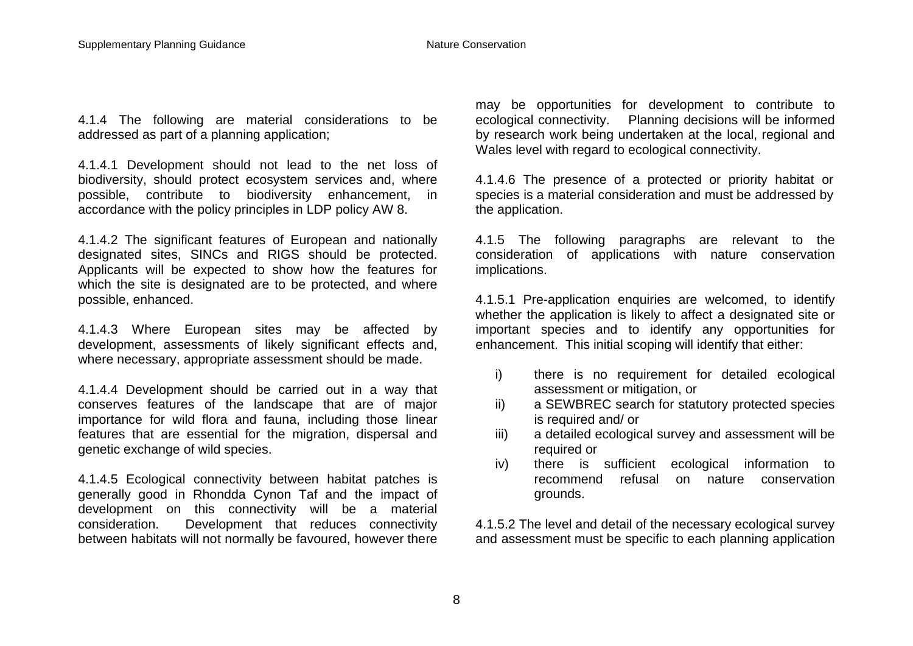4.1.4 The following are material considerations to be addressed as part of a planning application;

4.1.4.1 Development should not lead to the net loss of biodiversity, should protect ecosystem services and, where possible, contribute to biodiversity enhancement, in accordance with the policy principles in LDP policy AW 8.

4.1.4.2 The significant features of European and nationally designated sites, SINCs and RIGS should be protected. Applicants will be expected to show how the features for which the site is designated are to be protected, and where possible, enhanced.

4.1.4.3 Where European sites may be affected by development, assessments of likely significant effects and, where necessary, appropriate assessment should be made.

4.1.4.4 Development should be carried out in a way that conserves features of the landscape that are of major importance for wild flora and fauna, including those linear features that are essential for the migration, dispersal and genetic exchange of wild species.

4.1.4.5 Ecological connectivity between habitat patches is generally good in Rhondda Cynon Taf and the impact of development on this connectivity will be a material consideration. Development that reduces connectivity between habitats will not normally be favoured, however there may be opportunities for development to contribute to ecological connectivity. Planning decisions will be informed by research work being undertaken at the local, regional and Wales level with regard to ecological connectivity.

4.1.4.6 The presence of a protected or priority habitat or species is a material consideration and must be addressed by the application.

4.1.5 The following paragraphs are relevant to the consideration of applications with nature conservation implications.

4.1.5.1 Pre-application enquiries are welcomed, to identify whether the application is likely to affect a designated site or important species and to identify any opportunities for enhancement. This initial scoping will identify that either:

i) there is no requirement for detailed ecological assessment or mitigation, or
ii) a SEWBREC search for statutory protected species is required and/ or
iii) a detailed ecological survey and assessment will be required or
iv) there is sufficient ecological information to recommend refusal on nature conservation grounds.

4.1.5.2 The level and detail of the necessary ecological survey and assessment must be specific to each planning application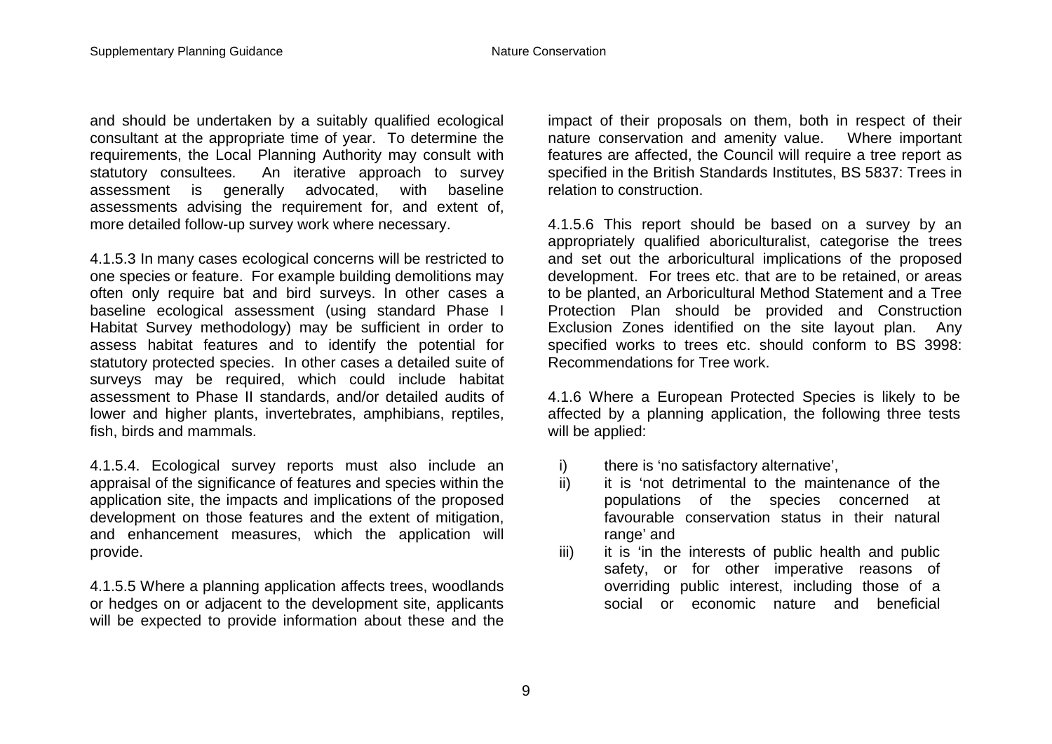and should be undertaken by a suitably qualified ecological consultant at the appropriate time of year. To determine the requirements, the Local Planning Authority may consult with statutory consultees. An iterative approach to survey assessment is generally advocated, with baseline assessments advising the requirement for, and extent of, more detailed follow-up survey work where necessary.

4.1.5.3 In many cases ecological concerns will be restricted to one species or feature. For example building demolitions may often only require bat and bird surveys. In other cases a baseline ecological assessment (using standard Phase I Habitat Survey methodology) may be sufficient in order to assess habitat features and to identify the potential for statutory protected species. In other cases a detailed suite of surveys may be required, which could include habitat assessment to Phase II standards, and/or detailed audits of lower and higher plants, invertebrates, amphibians, reptiles, fish, birds and mammals.

4.1.5.4. Ecological survey reports must also include an appraisal of the significance of features and species within the application site, the impacts and implications of the proposed development on those features and the extent of mitigation, and enhancement measures, which the application will provide.

4.1.5.5 Where a planning application affects trees, woodlands or hedges on or adjacent to the development site, applicants will be expected to provide information about these and the impact of their proposals on them, both in respect of their nature conservation and amenity value. Where important features are affected, the Council will require a tree report as specified in the British Standards Institutes, BS 5837: Trees in relation to construction.

4.1.5.6 This report should be based on a survey by an appropriately qualified aboriculturalist, categorise the trees and set out the arboricultural implications of the proposed development. For trees etc. that are to be retained, or areas to be planted, an Arboricultural Method Statement and a Tree Protection Plan should be provided and Construction Exclusion Zones identified on the site layout plan. Any specified works to trees etc. should conform to BS 3998: Recommendations for Tree work.

4.1.6 Where a European Protected Species is likely to be affected by a planning application, the following three tests will be applied:

i) there is 'no satisfactory alternative',
ii) it is 'not detrimental to the maintenance of the populations of the species concerned at favourable conservation status in their natural range' and
iii) it is 'in the interests of public health and public safety, or for other imperative reasons of overriding public interest, including those of a social or economic nature and beneficial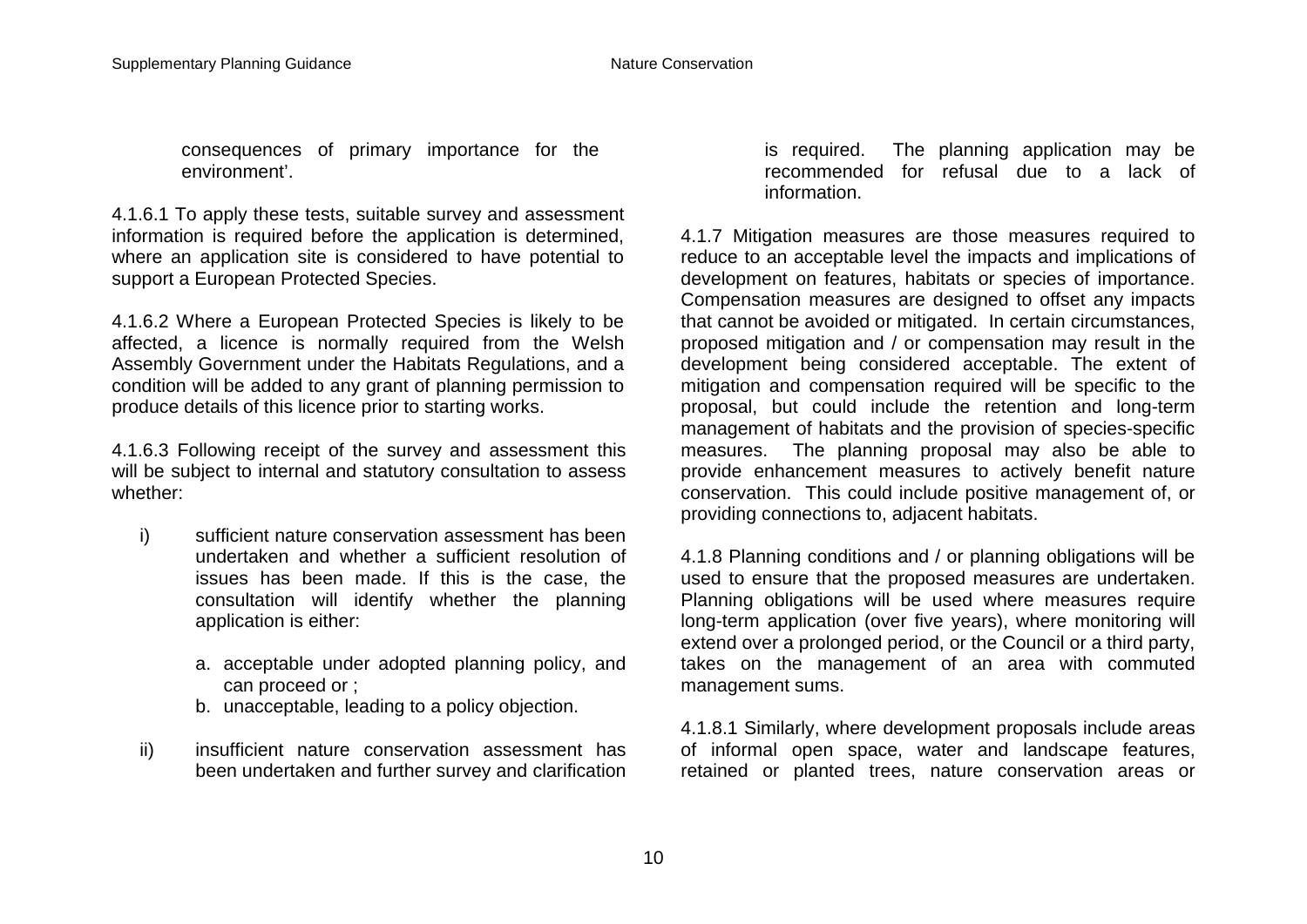consequences of primary importance for the environment'.

4.1.6.1 To apply these tests, suitable survey and assessment information is required before the application is determined, where an application site is considered to have potential to support a European Protected Species.

4.1.6.2 Where a European Protected Species is likely to be affected, a licence is normally required from the Welsh Assembly Government under the Habitats Regulations, and a condition will be added to any grant of planning permission to produce details of this licence prior to starting works.

4.1.6.3 Following receipt of the survey and assessment this will be subject to internal and statutory consultation to assess whether:

i) sufficient nature conservation assessment has been undertaken and whether a sufficient resolution of issues has been made. If this is the case, the consultation will identify whether the planning application is either:

   a. acceptable under adopted planning policy, and can proceed or ;
   b. unacceptable, leading to a policy objection.

ii) insufficient nature conservation assessment has been undertaken and further survey and clarification is required. The planning application may be recommended for refusal due to a lack of information.

4.1.7 Mitigation measures are those measures required to reduce to an acceptable level the impacts and implications of development on features, habitats or species of importance. Compensation measures are designed to offset any impacts that cannot be avoided or mitigated. In certain circumstances, proposed mitigation and / or compensation may result in the development being considered acceptable. The extent of mitigation and compensation required will be specific to the proposal, but could include the retention and long-term management of habitats and the provision of species-specific measures. The planning proposal may also be able to provide enhancement measures to actively benefit nature conservation. This could include positive management of, or providing connections to, adjacent habitats.

4.1.8 Planning conditions and / or planning obligations will be used to ensure that the proposed measures are undertaken. Planning obligations will be used where measures require long-term application (over five years), where monitoring will extend over a prolonged period, or the Council or a third party, takes on the management of an area with commuted management sums.

4.1.8.1 Similarly, where development proposals include areas of informal open space, water and landscape features, retained or planted trees, nature conservation areas or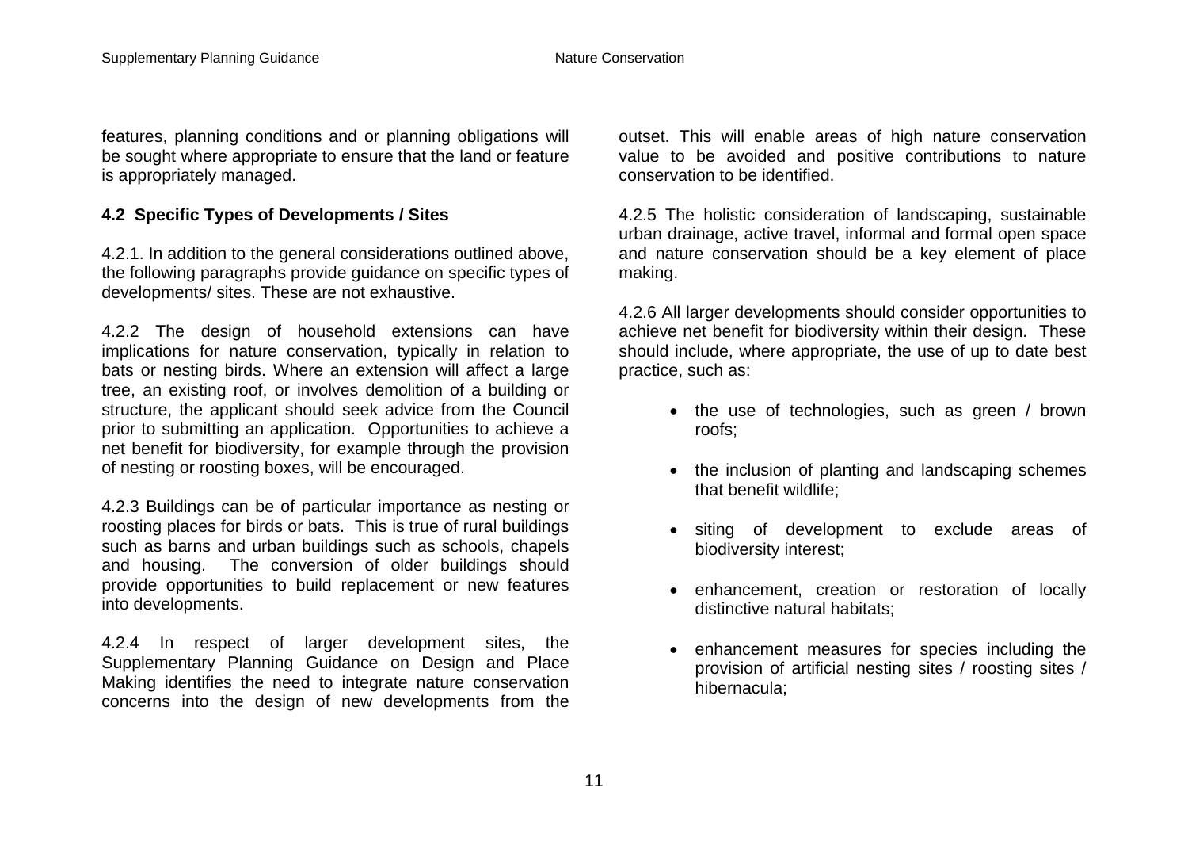features, planning conditions and or planning obligations will be sought where appropriate to ensure that the land or feature is appropriately managed.

**4.2 Specific Types of Developments / Sites**

4.2.1. In addition to the general considerations outlined above, the following paragraphs provide guidance on specific types of developments/ sites. These are not exhaustive.

4.2.2 The design of household extensions can have implications for nature conservation, typically in relation to bats or nesting birds. Where an extension will affect a large tree, an existing roof, or involves demolition of a building or structure, the applicant should seek advice from the Council prior to submitting an application. Opportunities to achieve a net benefit for biodiversity, for example through the provision of nesting or roosting boxes, will be encouraged.

4.2.3 Buildings can be of particular importance as nesting or roosting places for birds or bats. This is true of rural buildings such as barns and urban buildings such as schools, chapels and housing. The conversion of older buildings should provide opportunities to build replacement or new features into developments.

4.2.4 In respect of larger development sites, the Supplementary Planning Guidance on Design and Place Making identifies the need to integrate nature conservation concerns into the design of new developments from the outset. This will enable areas of high nature conservation value to be avoided and positive contributions to nature conservation to be identified.

4.2.5 The holistic consideration of landscaping, sustainable urban drainage, active travel, informal and formal open space and nature conservation should be a key element of place making.

4.2.6 All larger developments should consider opportunities to achieve net benefit for biodiversity within their design. These should include, where appropriate, the use of up to date best practice, such as:

- the use of technologies, such as green / brown roofs;
- the inclusion of planting and landscaping schemes that benefit wildlife;
- siting of development to exclude areas of biodiversity interest;
- enhancement, creation or restoration of locally distinctive natural habitats;
- enhancement measures for species including the provision of artificial nesting sites / roosting sites / hibernacula;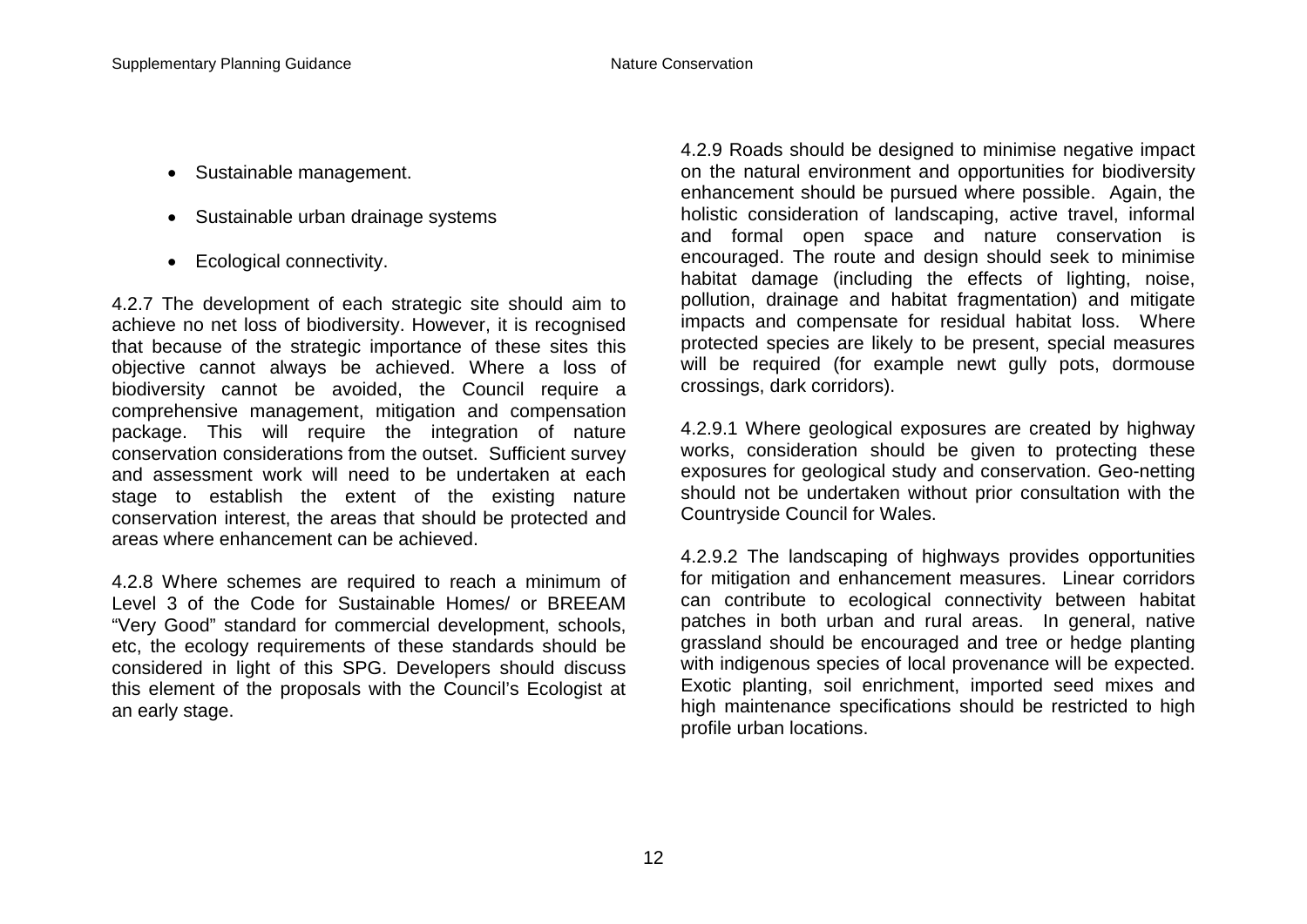- Sustainable management.
- Sustainable urban drainage systems
- Ecological connectivity.

4.2.7 The development of each strategic site should aim to achieve no net loss of biodiversity. However, it is recognised that because of the strategic importance of these sites this objective cannot always be achieved. Where a loss of biodiversity cannot be avoided, the Council require a comprehensive management, mitigation and compensation package. This will require the integration of nature conservation considerations from the outset. Sufficient survey and assessment work will need to be undertaken at each stage to establish the extent of the existing nature conservation interest, the areas that should be protected and areas where enhancement can be achieved.

4.2.8 Where schemes are required to reach a minimum of Level 3 of the Code for Sustainable Homes/ or BREEAM "Very Good" standard for commercial development, schools, etc, the ecology requirements of these standards should be considered in light of this SPG. Developers should discuss this element of the proposals with the Council's Ecologist at an early stage.

4.2.9 Roads should be designed to minimise negative impact on the natural environment and opportunities for biodiversity enhancement should be pursued where possible. Again, the holistic consideration of landscaping, active travel, informal and formal open space and nature conservation is encouraged. The route and design should seek to minimise habitat damage (including the effects of lighting, noise, pollution, drainage and habitat fragmentation) and mitigate impacts and compensate for residual habitat loss. Where protected species are likely to be present, special measures will be required (for example newt gully pots, dormouse crossings, dark corridors).

4.2.9.1 Where geological exposures are created by highway works, consideration should be given to protecting these exposures for geological study and conservation. Geo-netting should not be undertaken without prior consultation with the Countryside Council for Wales.

4.2.9.2 The landscaping of highways provides opportunities for mitigation and enhancement measures. Linear corridors can contribute to ecological connectivity between habitat patches in both urban and rural areas. In general, native grassland should be encouraged and tree or hedge planting with indigenous species of local provenance will be expected. Exotic planting, soil enrichment, imported seed mixes and high maintenance specifications should be restricted to high profile urban locations.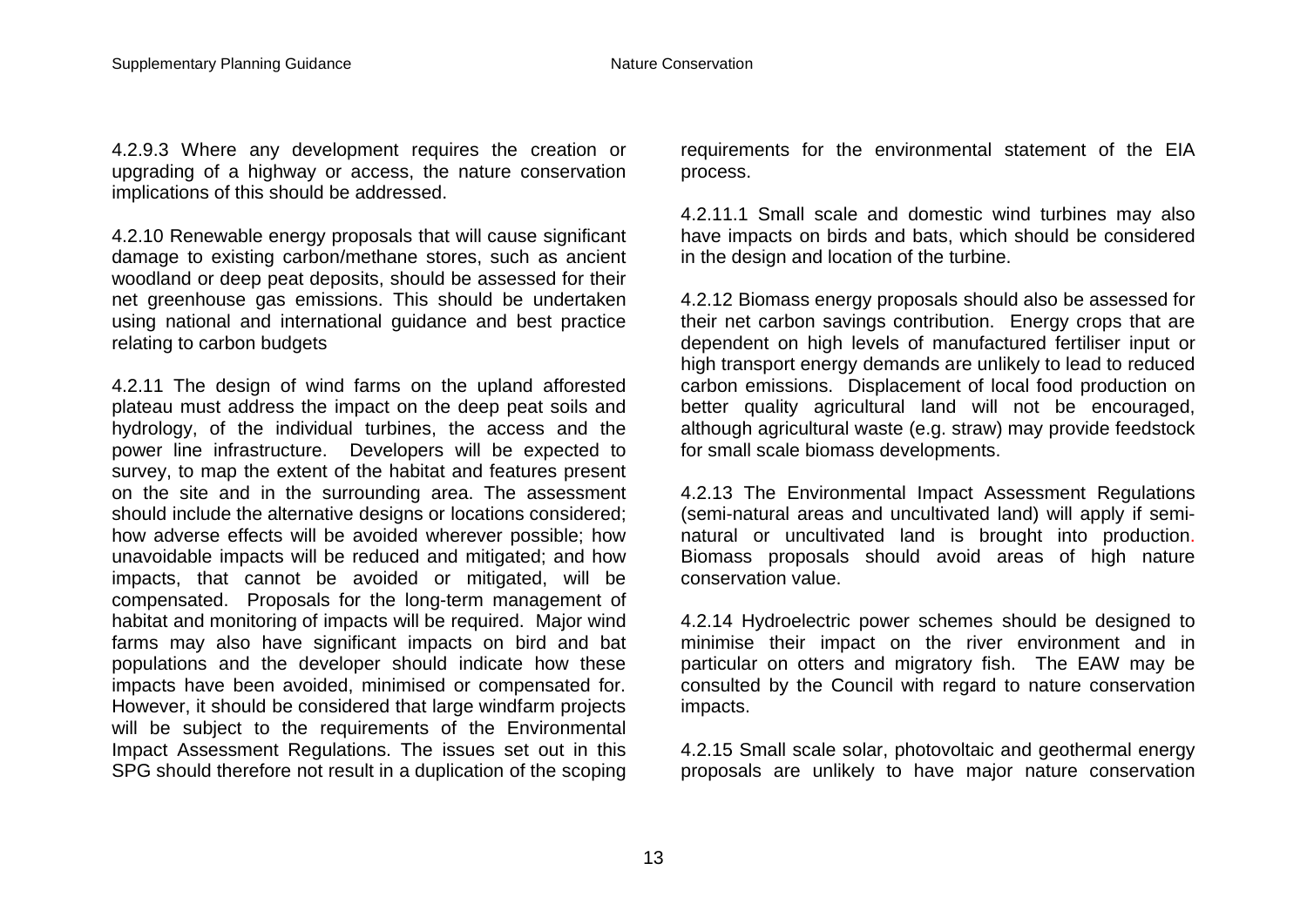4.2.9.3 Where any development requires the creation or upgrading of a highway or access, the nature conservation implications of this should be addressed.

4.2.10 Renewable energy proposals that will cause significant damage to existing carbon/methane stores, such as ancient woodland or deep peat deposits, should be assessed for their net greenhouse gas emissions. This should be undertaken using national and international guidance and best practice relating to carbon budgets

4.2.11 The design of wind farms on the upland afforested plateau must address the impact on the deep peat soils and hydrology, of the individual turbines, the access and the power line infrastructure. Developers will be expected to survey, to map the extent of the habitat and features present on the site and in the surrounding area. The assessment should include the alternative designs or locations considered; how adverse effects will be avoided wherever possible; how unavoidable impacts will be reduced and mitigated; and how impacts, that cannot be avoided or mitigated, will be compensated. Proposals for the long-term management of habitat and monitoring of impacts will be required. Major wind farms may also have significant impacts on bird and bat populations and the developer should indicate how these impacts have been avoided, minimised or compensated for. However, it should be considered that large windfarm projects will be subject to the requirements of the Environmental Impact Assessment Regulations. The issues set out in this SPG should therefore not result in a duplication of the scoping requirements for the environmental statement of the EIA process.

4.2.11.1 Small scale and domestic wind turbines may also have impacts on birds and bats, which should be considered in the design and location of the turbine.

4.2.12 Biomass energy proposals should also be assessed for their net carbon savings contribution. Energy crops that are dependent on high levels of manufactured fertiliser input or high transport energy demands are unlikely to lead to reduced carbon emissions. Displacement of local food production on better quality agricultural land will not be encouraged, although agricultural waste (e.g. straw) may provide feedstock for small scale biomass developments.

4.2.13 The Environmental Impact Assessment Regulations (semi-natural areas and uncultivated land) will apply if semi-natural or uncultivated land is brought into production. Biomass proposals should avoid areas of high nature conservation value.

4.2.14 Hydroelectric power schemes should be designed to minimise their impact on the river environment and in particular on otters and migratory fish. The EAW may be consulted by the Council with regard to nature conservation impacts.

4.2.15 Small scale solar, photovoltaic and geothermal energy proposals are unlikely to have major nature conservation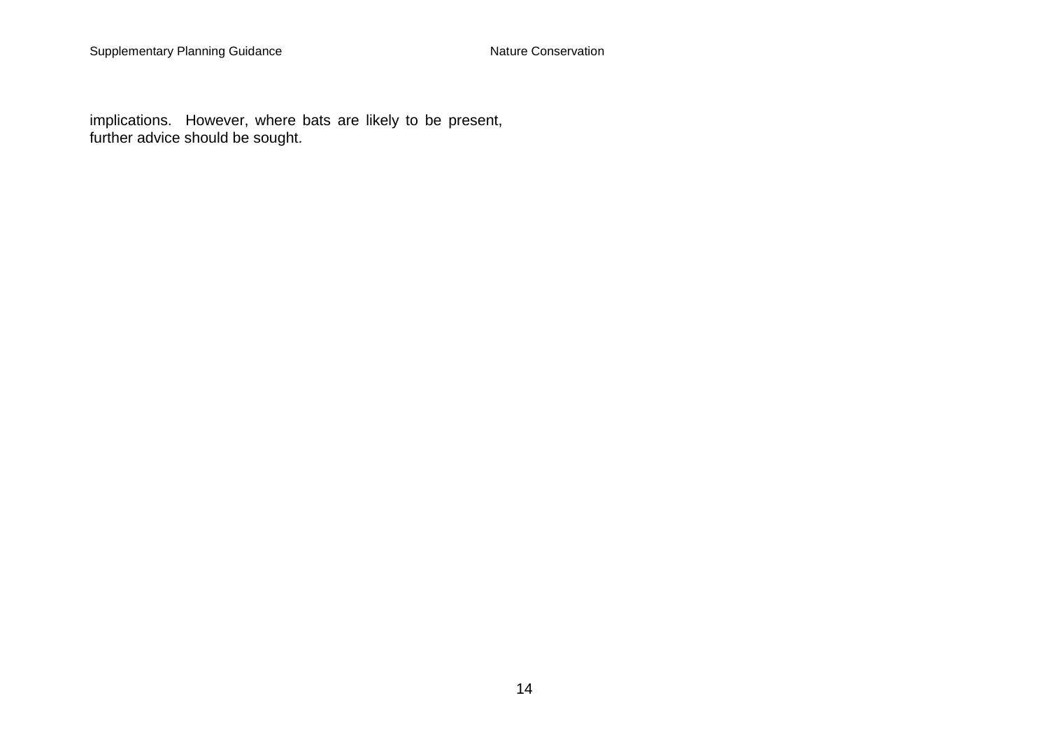implications. However, where bats are likely to be present, further advice should be sought.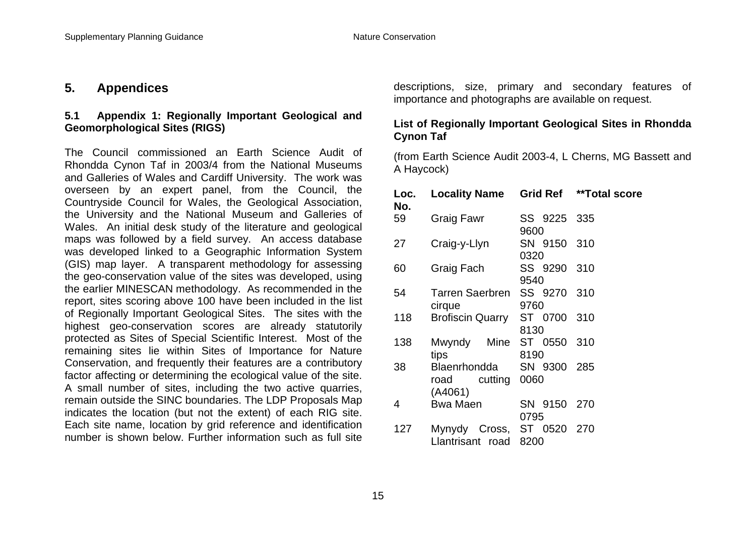# 5. Appendices

### 5.1 Appendix 1: Regionally Important Geological and Geomorphological Sites (RIGS)

The Council commissioned an Earth Science Audit of Rhondda Cynon Taf in 2003/4 from the National Museums and Galleries of Wales and Cardiff University. The work was overseen by an expert panel, from the Council, the Countryside Council for Wales, the Geological Association, the University and the National Museum and Galleries of Wales. An initial desk study of the literature and geological maps was followed by a field survey. An access database was developed linked to a Geographic Information System (GIS) map layer. A transparent methodology for assessing the geo-conservation value of the sites was developed, using the earlier MINESCAN methodology. As recommended in the report, sites scoring above 100 have been included in the list of Regionally Important Geological Sites. The sites with the highest geo-conservation scores are already statutorily protected as Sites of Special Scientific Interest. Most of the remaining sites lie within Sites of Importance for Nature Conservation, and frequently their features are a contributory factor affecting or determining the ecological value of the site. A small number of sites, including the two active quarries, remain outside the SINC boundaries. The LDP Proposals Map indicates the location (but not the extent) of each RIG site. Each site name, location by grid reference and identification number is shown below. Further information such as full site descriptions, size, primary and secondary features of importance and photographs are available on request.

**List of Regionally Important Geological Sites in Rhondda Cynon Taf**

(from Earth Science Audit 2003-4, L Cherns, MG Bassett and A Haycock)

| Loc. No. | Locality Name | Grid Ref | **Total score |
|---|---|---|---|
| 59 | Graig Fawr | SS 9225 9600 | 335 |
| 27 | Craig-y-Llyn | SN 9150 0320 | 310 |
| 60 | Graig Fach | SS 9290 9540 | 310 |
| 54 | Tarren Saerbren cirque | SS 9270 9760 | 310 |
| 118 | Brofiscin Quarry | ST 0700 8130 | 310 |
| 138 | Mwyndy Mine tips | ST 0550 8190 | 310 |
| 38 | Blaenrhondda road cutting (A4061) | SN 9300 0060 | 285 |
| 4 | Bwa Maen | SN 9150 0795 | 270 |
| 127 | Mynydy Cross, Llantrisant road | ST 0520 8200 | 270 |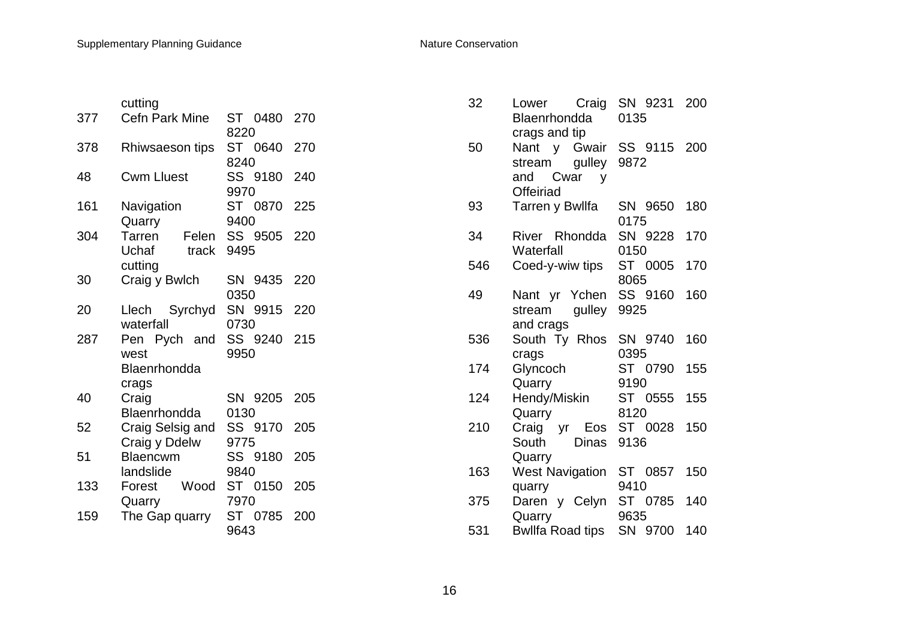| | | | |
|---|---|---|---|
| | cutting | | |
| 377 | Cefn Park Mine | ST 0480 8220 | 270 |
| 378 | Rhiwsaeson tips | ST 0640 8240 | 270 |
| 48 | Cwm Lluest | SS 9180 9970 | 240 |
| 161 | Navigation Quarry | ST 0870 9400 | 225 |
| 304 | Tarren Felen Uchaf track cutting | SS 9505 9495 | 220 |
| 30 | Craig y Bwlch | SN 9435 0350 | 220 |
| 20 | Llech Syrchyd waterfall | SN 9915 0730 | 220 |
| 287 | Pen Pych and west Blaenrhondda crags | SS 9240 9950 | 215 |
| 40 | Craig Blaenrhondda | SN 9205 0130 | 205 |
| 52 | Craig Selsig and Craig y Ddelw | SS 9170 9775 | 205 |
| 51 | Blaencwm landslide | SS 9180 9840 | 205 |
| 133 | Forest Wood Quarry | ST 0150 7970 | 205 |
| 159 | The Gap quarry | ST 0785 9643 | 200 |
| 32 | Lower Craig Blaenrhondda crags and tip | SN 9231 0135 | 200 |
| 50 | Nant y Gwair stream gulley and Cwar y Offeiriad | SS 9115 9872 | 200 |
| 93 | Tarren y Bwllfa | SN 9650 0175 | 180 |
| 34 | River Rhondda Waterfall | SN 9228 0150 | 170 |
| 546 | Coed-y-wiw tips | ST 0005 8065 | 170 |
| 49 | Nant yr Ychen stream gulley and crags | SS 9160 9925 | 160 |
| 536 | South Ty Rhos crags | SN 9740 0395 | 160 |
| 174 | Glyncoch Quarry | ST 0790 9190 | 155 |
| 124 | Hendy/Miskin Quarry | ST 0555 8120 | 155 |
| 210 | Craig yr Eos South Dinas Quarry | ST 0028 9136 | 150 |
| 163 | West Navigation quarry | ST 0857 9410 | 150 |
| 375 | Daren y Celyn Quarry | ST 0785 9635 | 140 |
| 531 | Bwllfa Road tips | SN 9700 | 140 |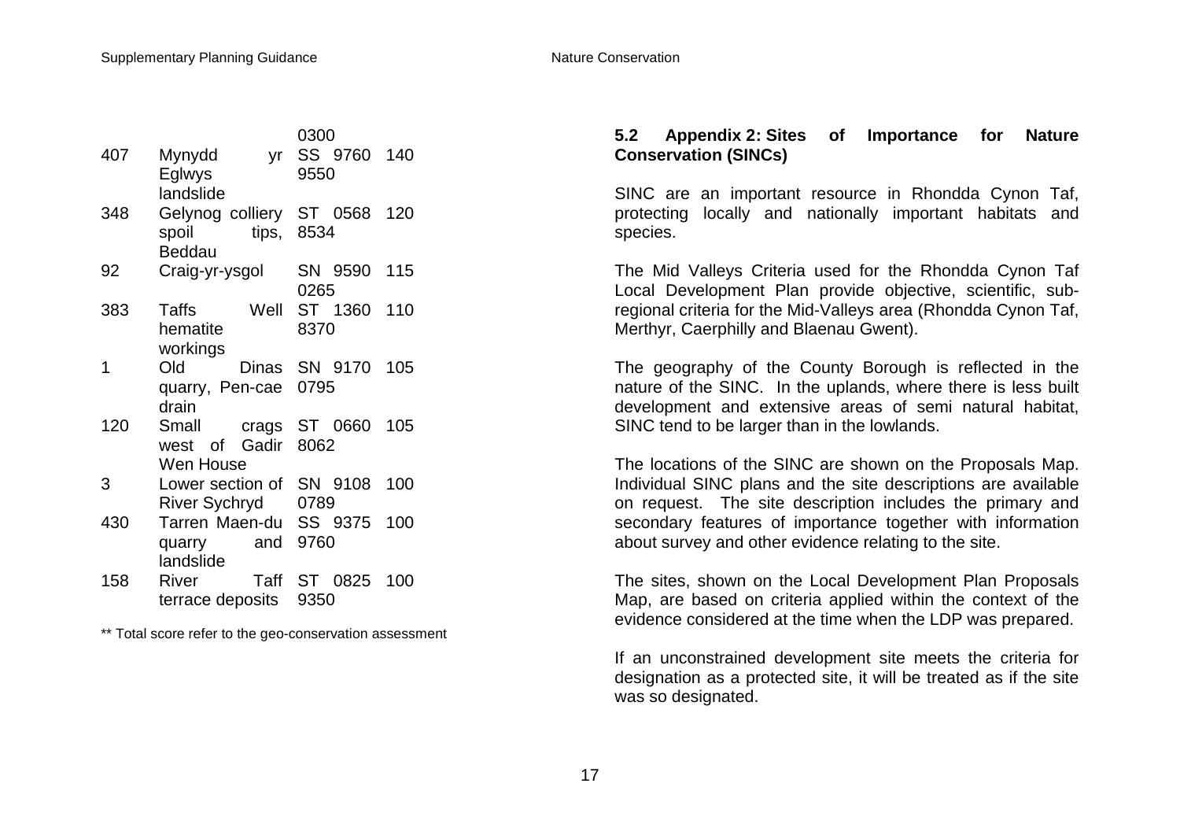| | | | |
|---|---|---|---|
| | | 0300 | |
| 407 | Mynydd yr Eglwys landslide | SS 9760 9550 | 140 |
| 348 | Gelynog colliery spoil tips, Beddau | ST 0568 8534 | 120 |
| 92 | Craig-yr-ysgol | SN 9590 0265 | 115 |
| 383 | Taffs Well hematite workings | ST 1360 8370 | 110 |
| 1 | Old Dinas quarry, Pen-cae drain | SN 9170 0795 | 105 |
| 120 | Small crags west of Gadir Wen House | ST 0660 8062 | 105 |
| 3 | Lower section of River Sychryd | SN 9108 0789 | 100 |
| 430 | Tarren Maen-du quarry and landslide | SS 9375 9760 | 100 |
| 158 | River Taff terrace deposits | ST 0825 9350 | 100 |

** Total score refer to the geo-conservation assessment

## 5.2 Appendix 2: Sites of Importance for Nature Conservation (SINCs)

SINC are an important resource in Rhondda Cynon Taf, protecting locally and nationally important habitats and species.

The Mid Valleys Criteria used for the Rhondda Cynon Taf Local Development Plan provide objective, scientific, sub-regional criteria for the Mid-Valleys area (Rhondda Cynon Taf, Merthyr, Caerphilly and Blaenau Gwent).

The geography of the County Borough is reflected in the nature of the SINC. In the uplands, where there is less built development and extensive areas of semi natural habitat, SINC tend to be larger than in the lowlands.

The locations of the SINC are shown on the Proposals Map. Individual SINC plans and the site descriptions are available on request. The site description includes the primary and secondary features of importance together with information about survey and other evidence relating to the site.

The sites, shown on the Local Development Plan Proposals Map, are based on criteria applied within the context of the evidence considered at the time when the LDP was prepared.

If an unconstrained development site meets the criteria for designation as a protected site, it will be treated as if the site was so designated.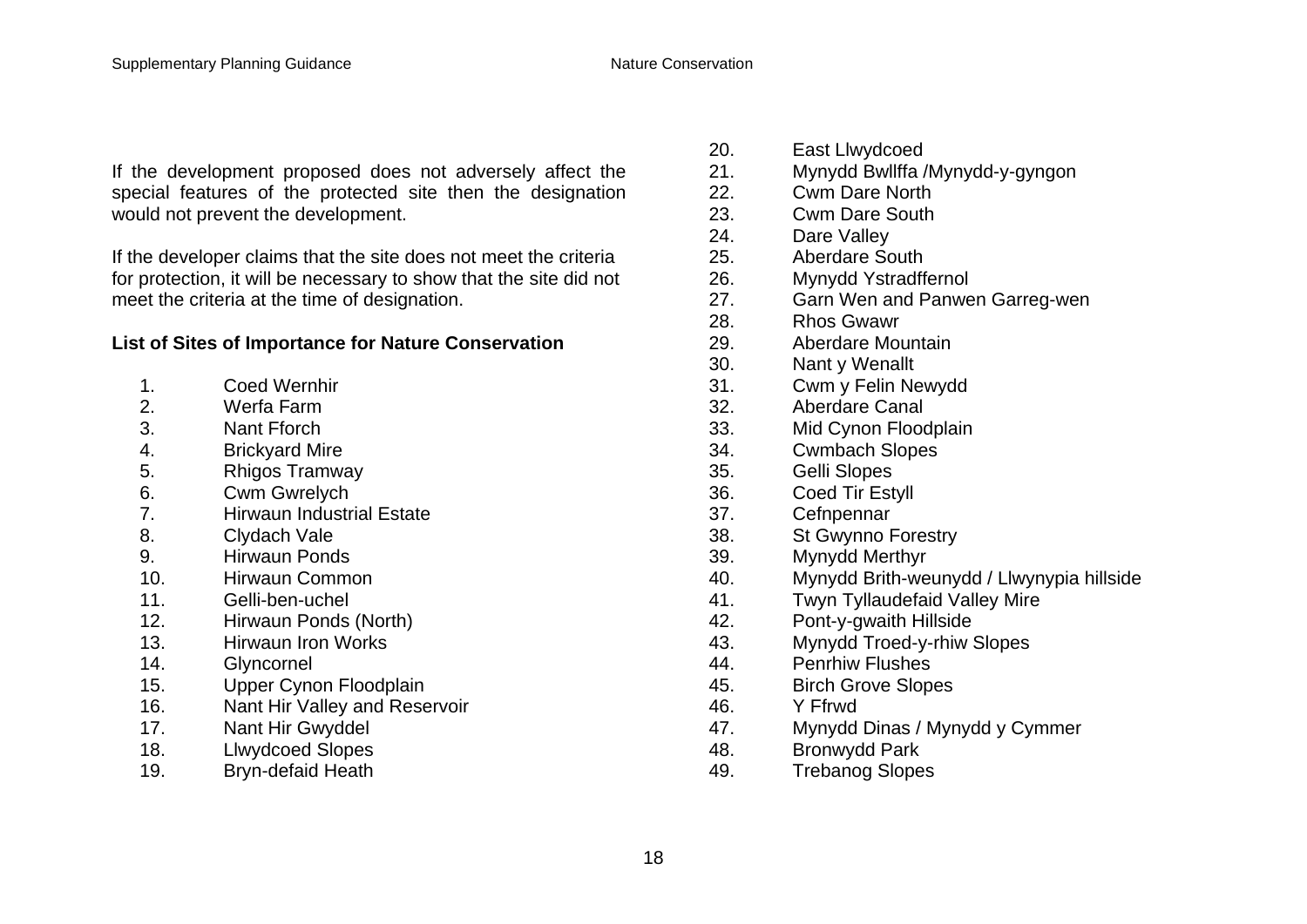If the development proposed does not adversely affect the special features of the protected site then the designation would not prevent the development.

If the developer claims that the site does not meet the criteria for protection, it will be necessary to show that the site did not meet the criteria at the time of designation.

**List of Sites of Importance for Nature Conservation**

1. Coed Wernhir
2. Werfa Farm
3. Nant Fforch
4. Brickyard Mire
5. Rhigos Tramway
6. Cwm Gwrelych
7. Hirwaun Industrial Estate
8. Clydach Vale
9. Hirwaun Ponds
10. Hirwaun Common
11. Gelli-ben-uchel
12. Hirwaun Ponds (North)
13. Hirwaun Iron Works
14. Glyncornel
15. Upper Cynon Floodplain
16. Nant Hir Valley and Reservoir
17. Nant Hir Gwyddel
18. Llwydcoed Slopes
19. Bryn-defaid Heath
20. East Llwydcoed
21. Mynydd Bwllffa /Mynydd-y-gyngon
22. Cwm Dare North
23. Cwm Dare South
24. Dare Valley
25. Aberdare South
26. Mynydd Ystradffernol
27. Garn Wen and Panwen Garreg-wen
28. Rhos Gwawr
29. Aberdare Mountain
30. Nant y Wenallt
31. Cwm y Felin Newydd
32. Aberdare Canal
33. Mid Cynon Floodplain
34. Cwmbach Slopes
35. Gelli Slopes
36. Coed Tir Estyll
37. Cefnpennar
38. St Gwynno Forestry
39. Mynydd Merthyr
40. Mynydd Brith-weunydd / Llwynypia hillside
41. Twyn Tyllaudefaid Valley Mire
42. Pont-y-gwaith Hillside
43. Mynydd Troed-y-rhiw Slopes
44. Penrhiw Flushes
45. Birch Grove Slopes
46. Y Ffrwd
47. Mynydd Dinas / Mynydd y Cymmer
48. Bronwydd Park
49. Trebanog Slopes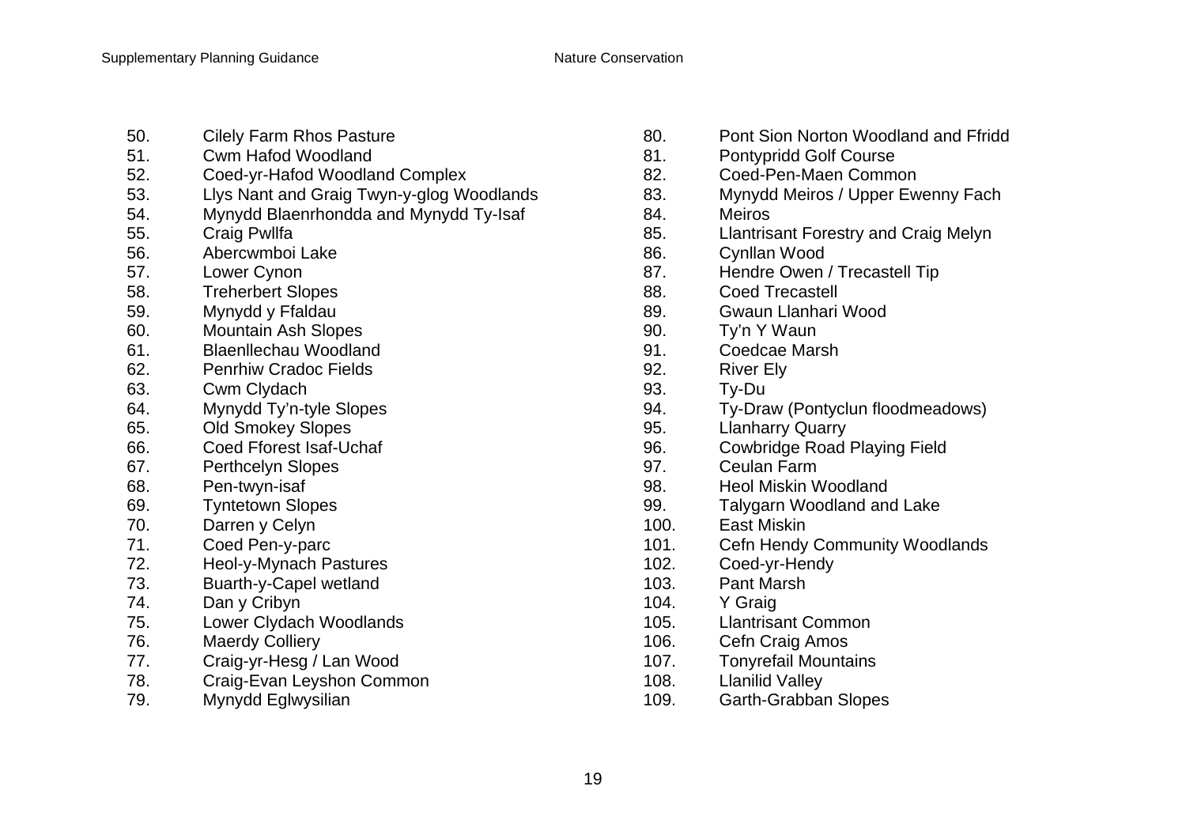50. Cilely Farm Rhos Pasture
51. Cwm Hafod Woodland
52. Coed-yr-Hafod Woodland Complex
53. Llys Nant and Graig Twyn-y-glog Woodlands
54. Mynydd Blaenrhondda and Mynydd Ty-Isaf
55. Craig Pwllfa
56. Abercwmboi Lake
57. Lower Cynon
58. Treherbert Slopes
59. Mynydd y Ffaldau
60. Mountain Ash Slopes
61. Blaenllechau Woodland
62. Penrhiw Cradoc Fields
63. Cwm Clydach
64. Mynydd Ty'n-tyle Slopes
65. Old Smokey Slopes
66. Coed Fforest Isaf-Uchaf
67. Perthcelyn Slopes
68. Pen-twyn-isaf
69. Tyntetown Slopes
70. Darren y Celyn
71. Coed Pen-y-parc
72. Heol-y-Mynach Pastures
73. Buarth-y-Capel wetland
74. Dan y Cribyn
75. Lower Clydach Woodlands
76. Maerdy Colliery
77. Craig-yr-Hesg / Lan Wood
78. Craig-Evan Leyshon Common
79. Mynydd Eglwysilian
80. Pont Sion Norton Woodland and Ffridd
81. Pontypridd Golf Course
82. Coed-Pen-Maen Common
83. Mynydd Meiros / Upper Ewenny Fach
84. Meiros
85. Llantrisant Forestry and Craig Melyn
86. Cynllan Wood
87. Hendre Owen / Trecastell Tip
88. Coed Trecastell
89. Gwaun Llanhari Wood
90. Ty'n Y Waun
91. Coedcae Marsh
92. River Ely
93. Ty-Du
94. Ty-Draw (Pontyclun floodmeadows)
95. Llanharry Quarry
96. Cowbridge Road Playing Field
97. Ceulan Farm
98. Heol Miskin Woodland
99. Talygarn Woodland and Lake
100. East Miskin
101. Cefn Hendy Community Woodlands
102. Coed-yr-Hendy
103. Pant Marsh
104. Y Graig
105. Llantrisant Common
106. Cefn Craig Amos
107. Tonyrefail Mountains
108. Llanilid Valley
109. Garth-Grabban Slopes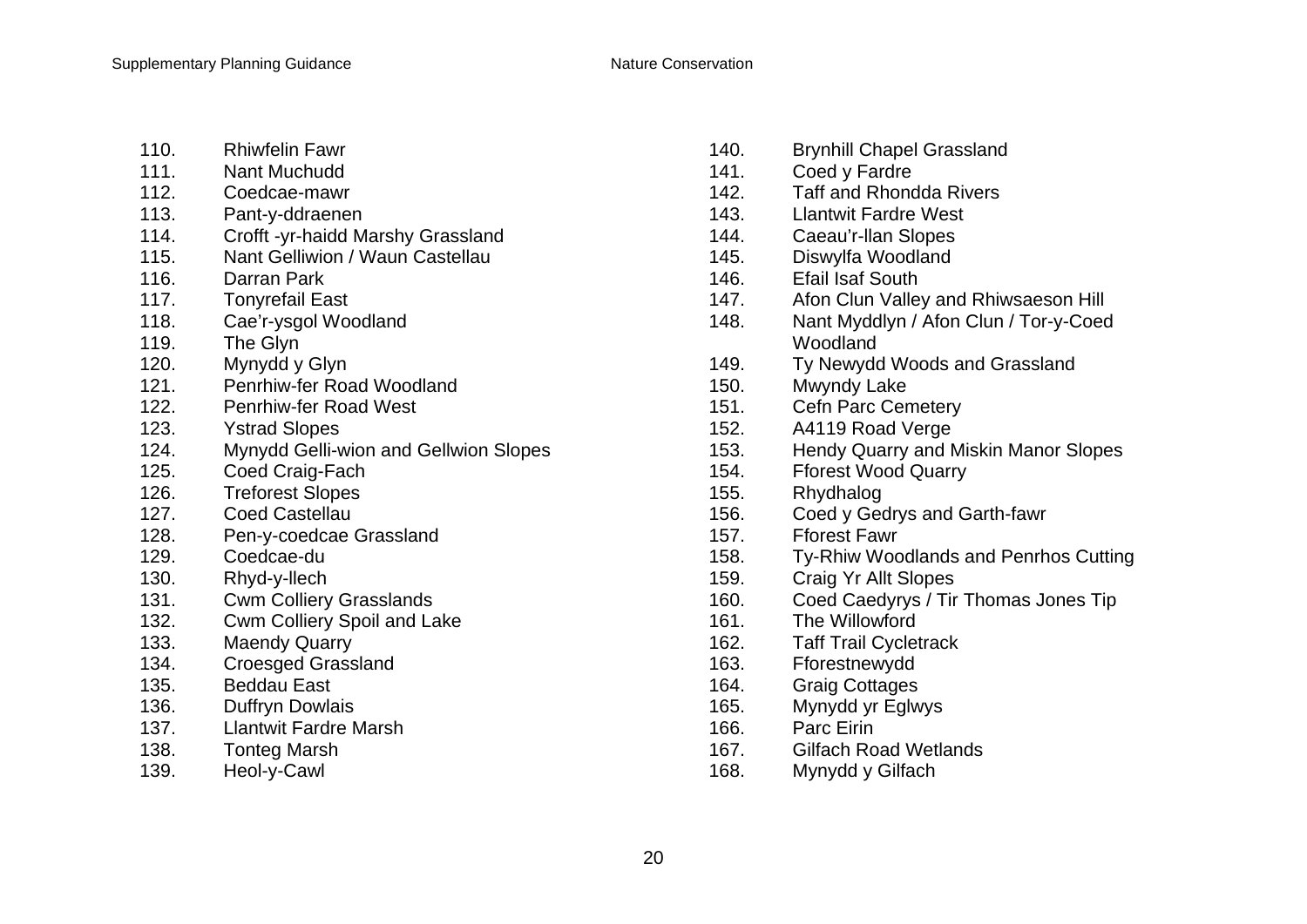110. Rhiwfelin Fawr
111. Nant Muchudd
112. Coedcae-mawr
113. Pant-y-ddraenen
114. Crofft -yr-haidd Marshy Grassland
115. Nant Gelliwion / Waun Castellau
116. Darran Park
117. Tonyrefail East
118. Cae'r-ysgol Woodland
119. The Glyn
120. Mynydd y Glyn
121. Penrhiw-fer Road Woodland
122. Penrhiw-fer Road West
123. Ystrad Slopes
124. Mynydd Gelli-wion and Gellwion Slopes
125. Coed Craig-Fach
126. Treforest Slopes
127. Coed Castellau
128. Pen-y-coedcae Grassland
129. Coedcae-du
130. Rhyd-y-llech
131. Cwm Colliery Grasslands
132. Cwm Colliery Spoil and Lake
133. Maendy Quarry
134. Croesged Grassland
135. Beddau East
136. Duffryn Dowlais
137. Llantwit Fardre Marsh
138. Tonteg Marsh
139. Heol-y-Cawl
140. Brynhill Chapel Grassland
141. Coed y Fardre
142. Taff and Rhondda Rivers
143. Llantwit Fardre West
144. Caeau'r-llan Slopes
145. Diswylfa Woodland
146. Efail Isaf South
147. Afon Clun Valley and Rhiwsaeson Hill
148. Nant Myddlyn / Afon Clun / Tor-y-Coed Woodland
149. Ty Newydd Woods and Grassland
150. Mwyndy Lake
151. Cefn Parc Cemetery
152. A4119 Road Verge
153. Hendy Quarry and Miskin Manor Slopes
154. Fforest Wood Quarry
155. Rhydhalog
156. Coed y Gedrys and Garth-fawr
157. Fforest Fawr
158. Ty-Rhiw Woodlands and Penrhos Cutting
159. Craig Yr Allt Slopes
160. Coed Caedyrys / Tir Thomas Jones Tip
161. The Willowford
162. Taff Trail Cycletrack
163. Fforestnewydd
164. Graig Cottages
165. Mynydd yr Eglwys
166. Parc Eirin
167. Gilfach Road Wetlands
168. Mynydd y Gilfach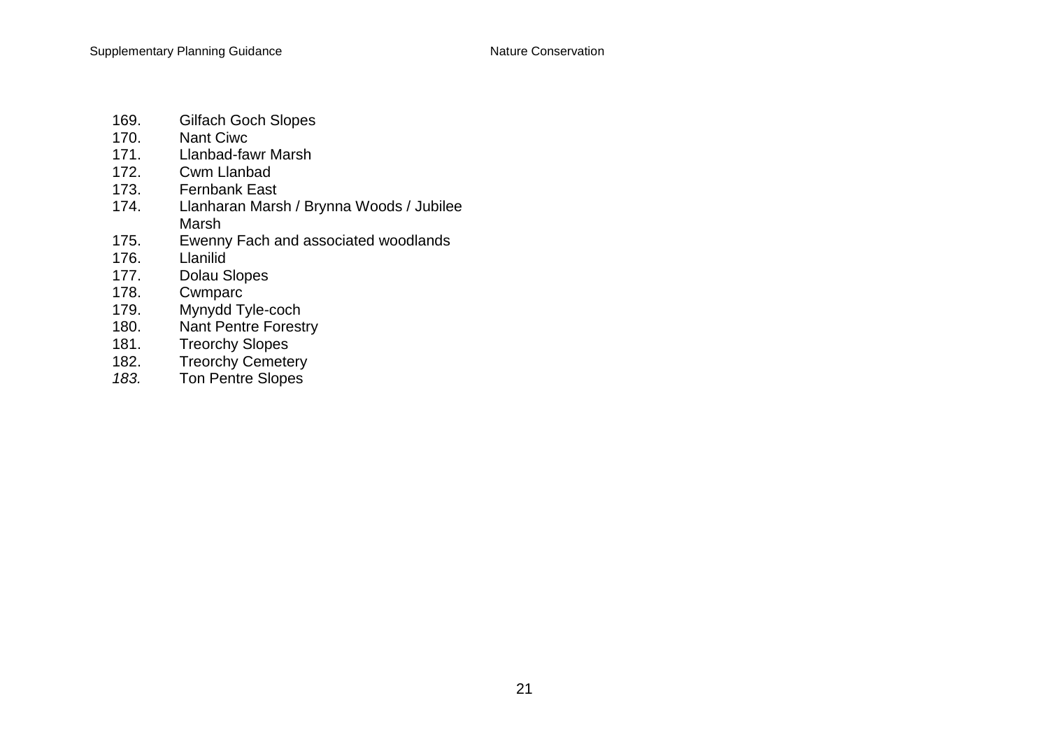169. Gilfach Goch Slopes
170. Nant Ciwc
171. Llanbad-fawr Marsh
172. Cwm Llanbad
173. Fernbank East
174. Llanharan Marsh / Brynna Woods / Jubilee Marsh
175. Ewenny Fach and associated woodlands
176. Llanilid
177. Dolau Slopes
178. Cwmparc
179. Mynydd Tyle-coch
180. Nant Pentre Forestry
181. Treorchy Slopes
182. Treorchy Cemetery
183. Ton Pentre Slopes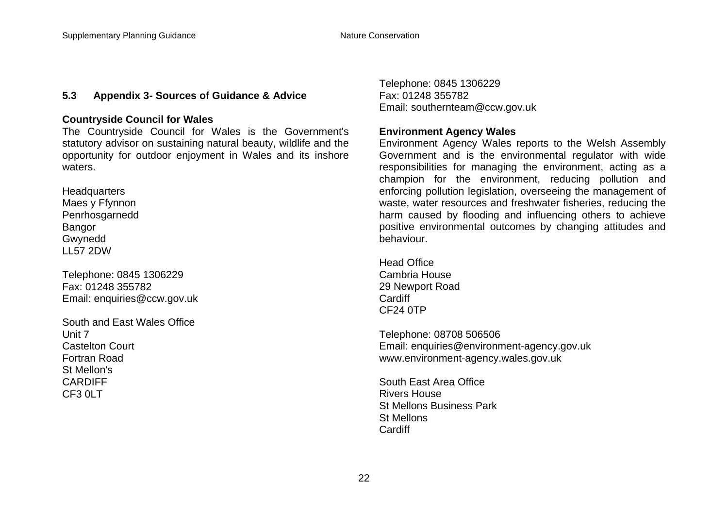## 5.3 Appendix 3- Sources of Guidance & Advice

**Countryside Council for Wales**

The Countryside Council for Wales is the Government's statutory advisor on sustaining natural beauty, wildlife and the opportunity for outdoor enjoyment in Wales and its inshore waters.

Headquarters
Maes y Ffynnon
Penrhosgarnedd
Bangor
Gwynedd
LL57 2DW

Telephone: 0845 1306229
Fax: 01248 355782
Email: enquiries@ccw.gov.uk

South and East Wales Office
Unit 7
Castelton Court
Fortran Road
St Mellon's
CARDIFF
CF3 0LT

Telephone: 0845 1306229
Fax: 01248 355782
Email: southernteam@ccw.gov.uk

**Environment Agency Wales**

Environment Agency Wales reports to the Welsh Assembly Government and is the environmental regulator with wide responsibilities for managing the environment, acting as a champion for the environment, reducing pollution and enforcing pollution legislation, overseeing the management of waste, water resources and freshwater fisheries, reducing the harm caused by flooding and influencing others to achieve positive environmental outcomes by changing attitudes and behaviour.

Head Office
Cambria House
29 Newport Road
Cardiff
CF24 0TP

Telephone: 08708 506506
Email: enquiries@environment-agency.gov.uk
www.environment-agency.wales.gov.uk

South East Area Office
Rivers House
St Mellons Business Park
St Mellons
Cardiff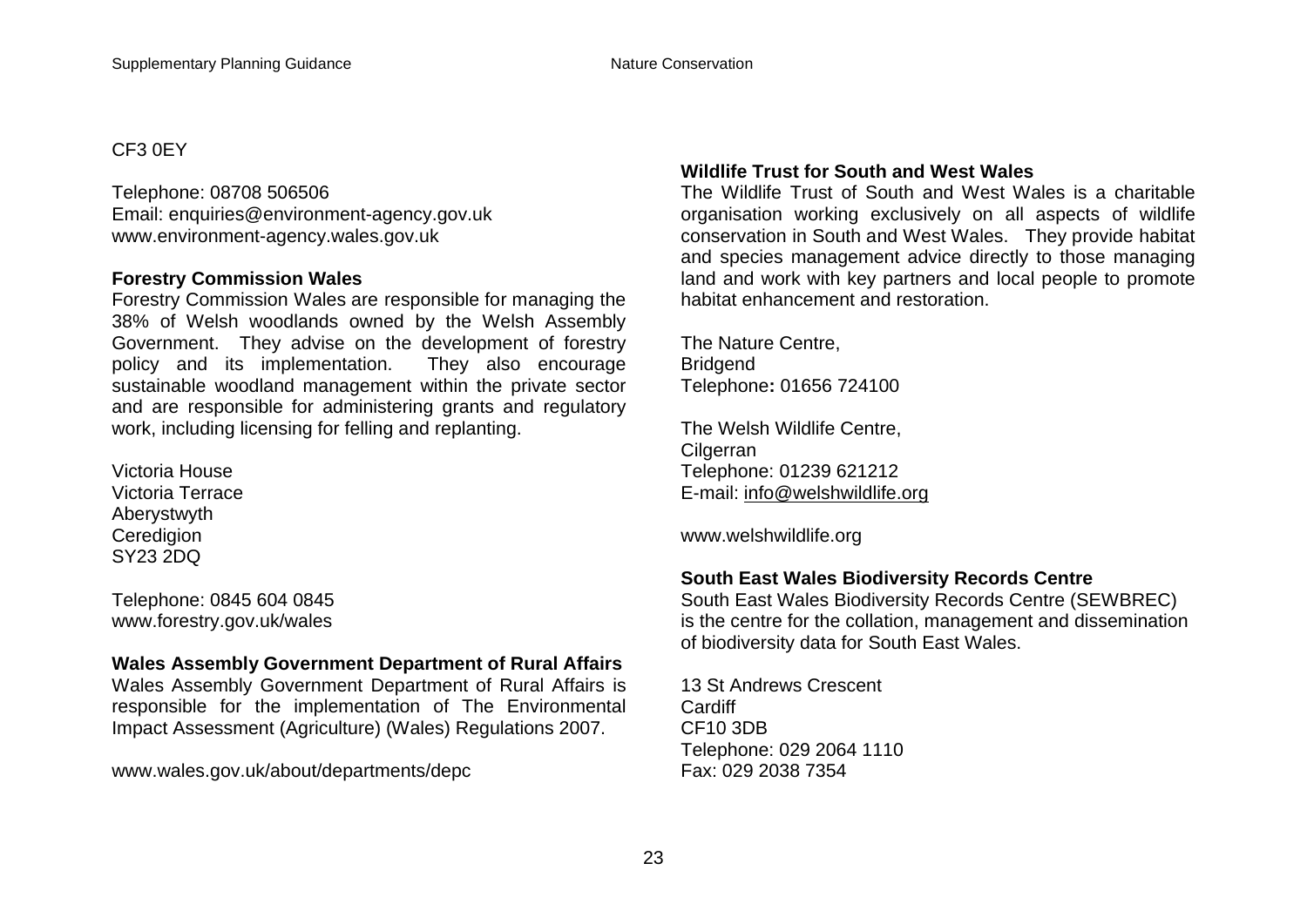CF3 0EY

Telephone: 08708 506506
Email: enquiries@environment-agency.gov.uk
www.environment-agency.wales.gov.uk

**Forestry Commission Wales**
Forestry Commission Wales are responsible for managing the 38% of Welsh woodlands owned by the Welsh Assembly Government. They advise on the development of forestry policy and its implementation. They also encourage sustainable woodland management within the private sector and are responsible for administering grants and regulatory work, including licensing for felling and replanting.

Victoria House
Victoria Terrace
Aberystwyth
Ceredigion
SY23 2DQ

Telephone: 0845 604 0845
www.forestry.gov.uk/wales

**Wales Assembly Government Department of Rural Affairs**
Wales Assembly Government Department of Rural Affairs is responsible for the implementation of The Environmental Impact Assessment (Agriculture) (Wales) Regulations 2007.

www.wales.gov.uk/about/departments/depc

**Wildlife Trust for South and West Wales**
The Wildlife Trust of South and West Wales is a charitable organisation working exclusively on all aspects of wildlife conservation in South and West Wales. They provide habitat and species management advice directly to those managing land and work with key partners and local people to promote habitat enhancement and restoration.

The Nature Centre,
Bridgend
Telephone**:** 01656 724100

The Welsh Wildlife Centre,
Cilgerran
Telephone: 01239 621212
E-mail: info@welshwildlife.org

www.welshwildlife.org

**South East Wales Biodiversity Records Centre**
South East Wales Biodiversity Records Centre (SEWBREC) is the centre for the collation, management and dissemination of biodiversity data for South East Wales.

13 St Andrews Crescent
Cardiff
CF10 3DB
Telephone: 029 2064 1110
Fax: 029 2038 7354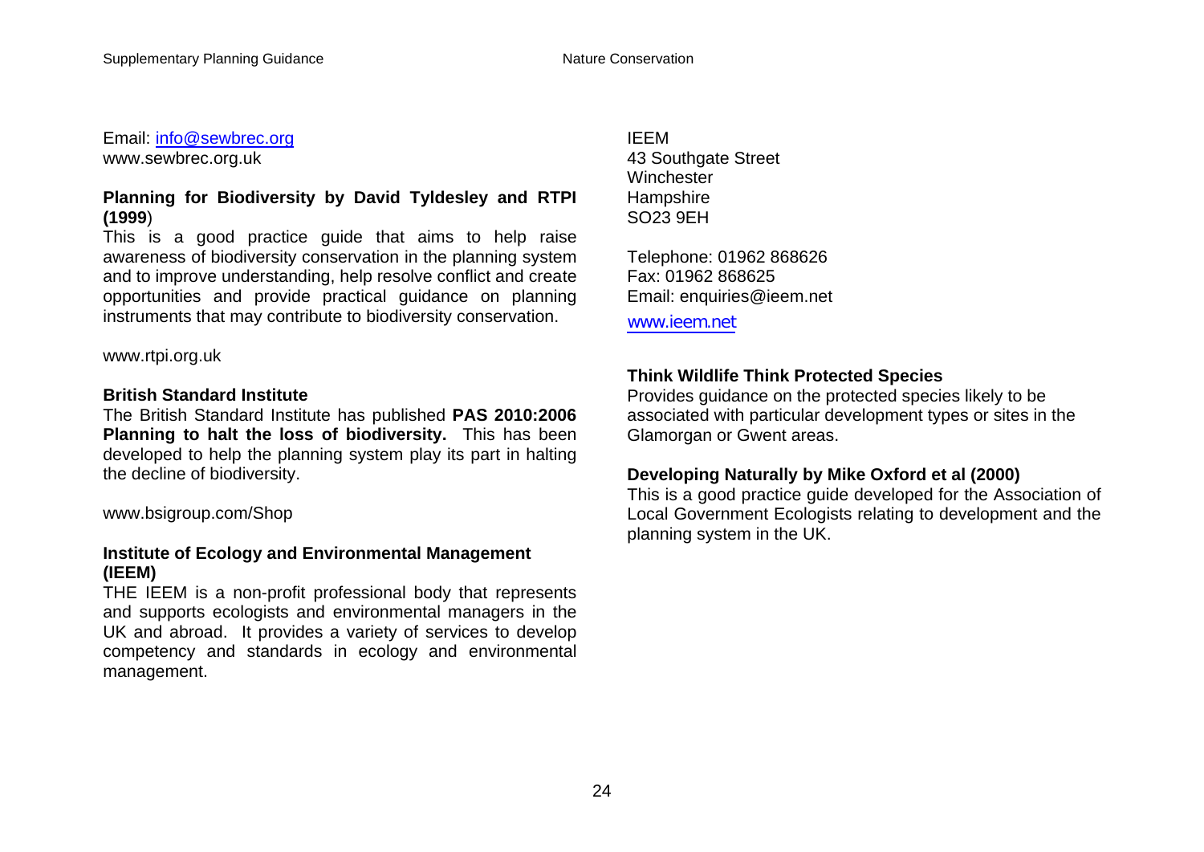Email: info@sewbrec.org
www.sewbrec.org.uk

**Planning for Biodiversity by David Tyldesley and RTPI (1999**)

This is a good practice guide that aims to help raise awareness of biodiversity conservation in the planning system and to improve understanding, help resolve conflict and create opportunities and provide practical guidance on planning instruments that may contribute to biodiversity conservation.

www.rtpi.org.uk

**British Standard Institute**

The British Standard Institute has published **PAS 2010:2006 Planning to halt the loss of biodiversity.** This has been developed to help the planning system play its part in halting the decline of biodiversity.

www.bsigroup.com/Shop

**Institute of Ecology and Environmental Management (IEEM)**

THE IEEM is a non-profit professional body that represents and supports ecologists and environmental managers in the UK and abroad. It provides a variety of services to develop competency and standards in ecology and environmental management.

IEEM
43 Southgate Street
Winchester
Hampshire
SO23 9EH

Telephone: 01962 868626
Fax: 01962 868625
Email: enquiries@ieem.net
www.ieem.net

**Think Wildlife Think Protected Species**

Provides guidance on the protected species likely to be associated with particular development types or sites in the Glamorgan or Gwent areas.

**Developing Naturally by Mike Oxford et al (2000)**

This is a good practice guide developed for the Association of Local Government Ecologists relating to development and the planning system in the UK.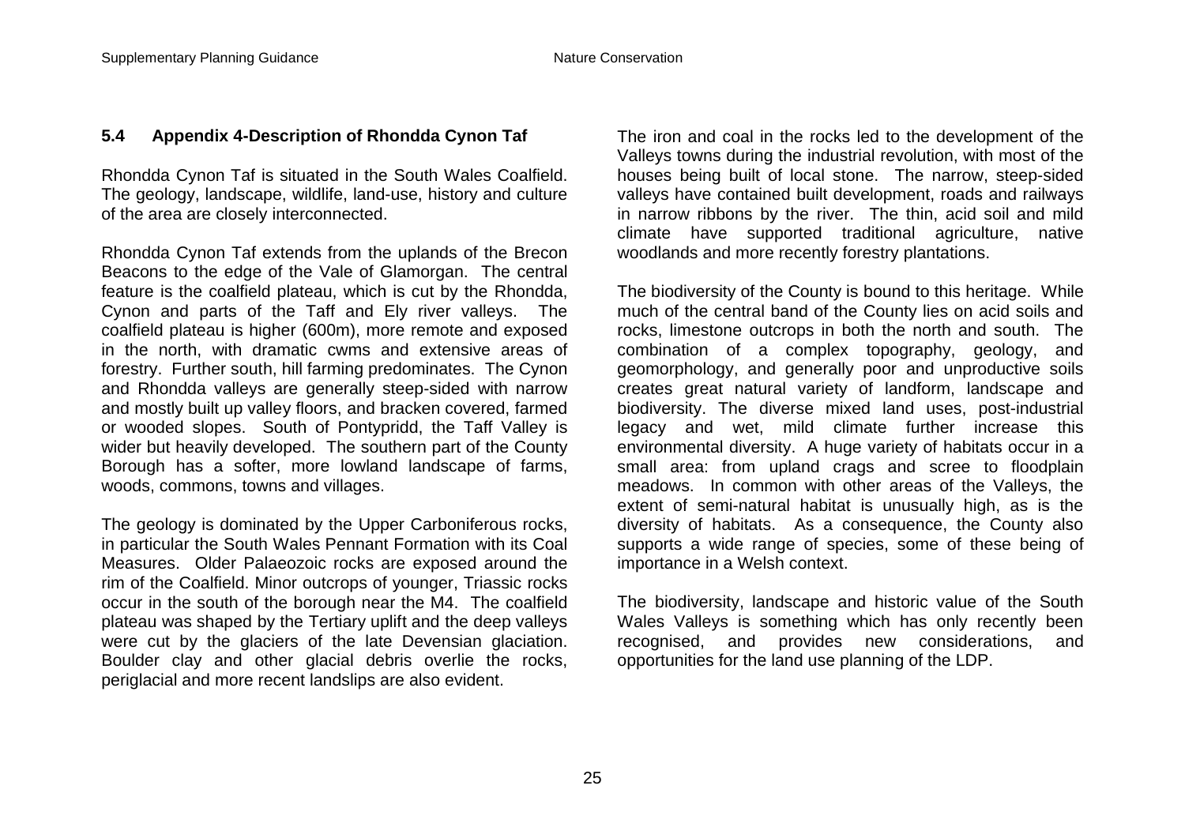## 5.4 Appendix 4-Description of Rhondda Cynon Taf

Rhondda Cynon Taf is situated in the South Wales Coalfield. The geology, landscape, wildlife, land-use, history and culture of the area are closely interconnected.

Rhondda Cynon Taf extends from the uplands of the Brecon Beacons to the edge of the Vale of Glamorgan. The central feature is the coalfield plateau, which is cut by the Rhondda, Cynon and parts of the Taff and Ely river valleys. The coalfield plateau is higher (600m), more remote and exposed in the north, with dramatic cwms and extensive areas of forestry. Further south, hill farming predominates. The Cynon and Rhondda valleys are generally steep-sided with narrow and mostly built up valley floors, and bracken covered, farmed or wooded slopes. South of Pontypridd, the Taff Valley is wider but heavily developed. The southern part of the County Borough has a softer, more lowland landscape of farms, woods, commons, towns and villages.

The geology is dominated by the Upper Carboniferous rocks, in particular the South Wales Pennant Formation with its Coal Measures. Older Palaeozoic rocks are exposed around the rim of the Coalfield. Minor outcrops of younger, Triassic rocks occur in the south of the borough near the M4. The coalfield plateau was shaped by the Tertiary uplift and the deep valleys were cut by the glaciers of the late Devensian glaciation. Boulder clay and other glacial debris overlie the rocks, periglacial and more recent landslips are also evident.

The iron and coal in the rocks led to the development of the Valleys towns during the industrial revolution, with most of the houses being built of local stone. The narrow, steep-sided valleys have contained built development, roads and railways in narrow ribbons by the river. The thin, acid soil and mild climate have supported traditional agriculture, native woodlands and more recently forestry plantations.

The biodiversity of the County is bound to this heritage. While much of the central band of the County lies on acid soils and rocks, limestone outcrops in both the north and south. The combination of a complex topography, geology, and geomorphology, and generally poor and unproductive soils creates great natural variety of landform, landscape and biodiversity. The diverse mixed land uses, post-industrial legacy and wet, mild climate further increase this environmental diversity. A huge variety of habitats occur in a small area: from upland crags and scree to floodplain meadows. In common with other areas of the Valleys, the extent of semi-natural habitat is unusually high, as is the diversity of habitats. As a consequence, the County also supports a wide range of species, some of these being of importance in a Welsh context.

The biodiversity, landscape and historic value of the South Wales Valleys is something which has only recently been recognised, and provides new considerations, and opportunities for the land use planning of the LDP.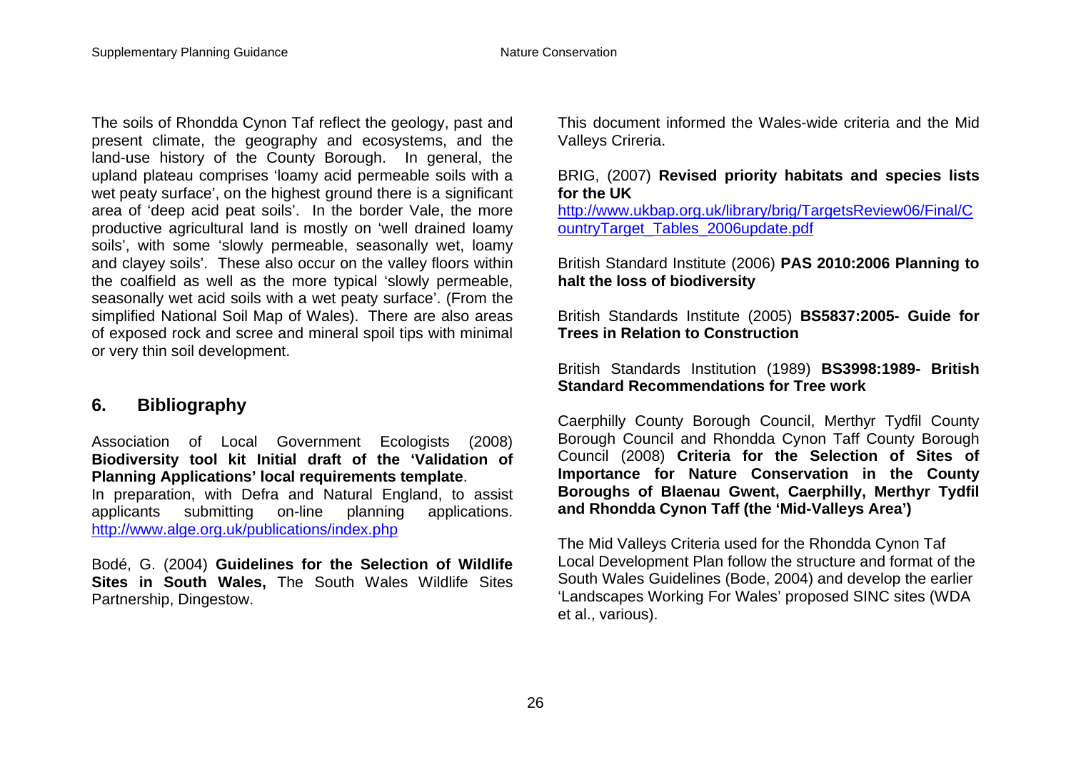The soils of Rhondda Cynon Taf reflect the geology, past and present climate, the geography and ecosystems, and the land-use history of the County Borough. In general, the upland plateau comprises 'loamy acid permeable soils with a wet peaty surface', on the highest ground there is a significant area of 'deep acid peat soils'. In the border Vale, the more productive agricultural land is mostly on 'well drained loamy soils', with some 'slowly permeable, seasonally wet, loamy and clayey soils'. These also occur on the valley floors within the coalfield as well as the more typical 'slowly permeable, seasonally wet acid soils with a wet peaty surface'. (From the simplified National Soil Map of Wales). There are also areas of exposed rock and scree and mineral spoil tips with minimal or very thin soil development.

## 6. Bibliography

Association of Local Government Ecologists (2008) **Biodiversity tool kit Initial draft of the 'Validation of Planning Applications' local requirements template**.
In preparation, with Defra and Natural England, to assist applicants submitting on-line planning applications. http://www.alge.org.uk/publications/index.php

Bodé, G. (2004) **Guidelines for the Selection of Wildlife Sites in South Wales,** The South Wales Wildlife Sites Partnership, Dingestow.

This document informed the Wales-wide criteria and the Mid Valleys Crireria.

BRIG, (2007) **Revised priority habitats and species lists for the UK**
http://www.ukbap.org.uk/library/brig/TargetsReview06/Final/CountryTarget_Tables_2006update.pdf

British Standard Institute (2006) **PAS 2010:2006 Planning to halt the loss of biodiversity**

British Standards Institute (2005) **BS5837:2005- Guide for Trees in Relation to Construction**

British Standards Institution (1989) **BS3998:1989- British Standard Recommendations for Tree work**

Caerphilly County Borough Council, Merthyr Tydfil County Borough Council and Rhondda Cynon Taff County Borough Council (2008) **Criteria for the Selection of Sites of Importance for Nature Conservation in the County Boroughs of Blaenau Gwent, Caerphilly, Merthyr Tydfil and Rhondda Cynon Taff (the 'Mid-Valleys Area')**

The Mid Valleys Criteria used for the Rhondda Cynon Taf Local Development Plan follow the structure and format of the South Wales Guidelines (Bode, 2004) and develop the earlier 'Landscapes Working For Wales' proposed SINC sites (WDA et al., various).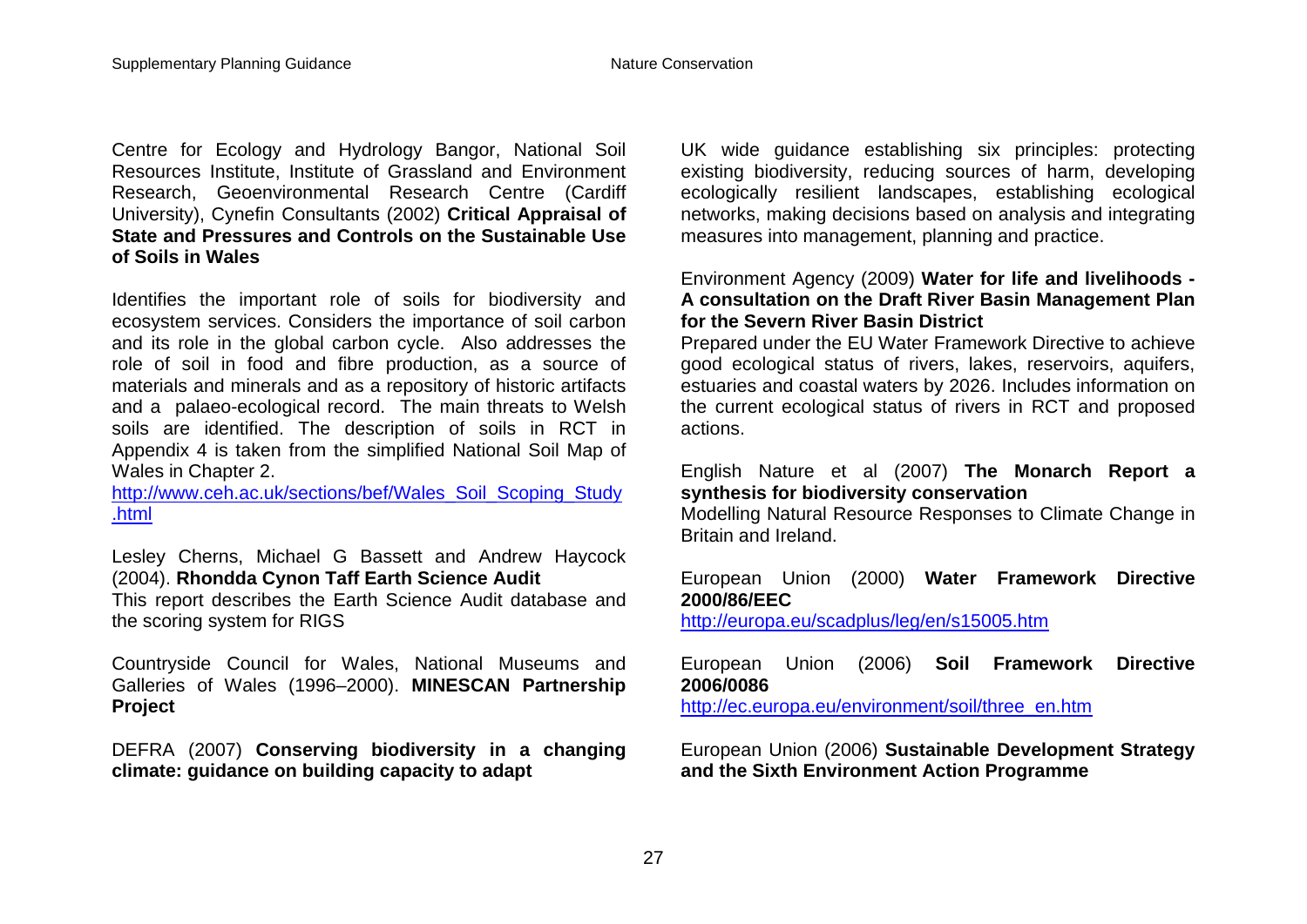Centre for Ecology and Hydrology Bangor, National Soil Resources Institute, Institute of Grassland and Environment Research, Geoenvironmental Research Centre (Cardiff University), Cynefin Consultants (2002) **Critical Appraisal of State and Pressures and Controls on the Sustainable Use of Soils in Wales**

Identifies the important role of soils for biodiversity and ecosystem services. Considers the importance of soil carbon and its role in the global carbon cycle. Also addresses the role of soil in food and fibre production, as a source of materials and minerals and as a repository of historic artifacts and a palaeo-ecological record. The main threats to Welsh soils are identified. The description of soils in RCT in Appendix 4 is taken from the simplified National Soil Map of Wales in Chapter 2.
[http://www.ceh.ac.uk/sections/bef/Wales_Soil_Scoping_Study.html](http://www.ceh.ac.uk/sections/bef/Wales_Soil_Scoping_Study.html)

Lesley Cherns, Michael G Bassett and Andrew Haycock (2004). **Rhondda Cynon Taff Earth Science Audit**
This report describes the Earth Science Audit database and the scoring system for RIGS

Countryside Council for Wales, National Museums and Galleries of Wales (1996–2000). **MINESCAN Partnership Project**

DEFRA (2007) **Conserving biodiversity in a changing climate: guidance on building capacity to adapt**

UK wide guidance establishing six principles: protecting existing biodiversity, reducing sources of harm, developing ecologically resilient landscapes, establishing ecological networks, making decisions based on analysis and integrating measures into management, planning and practice.

Environment Agency (2009) **Water for life and livelihoods - A consultation on the Draft River Basin Management Plan for the Severn River Basin District**
Prepared under the EU Water Framework Directive to achieve good ecological status of rivers, lakes, reservoirs, aquifers, estuaries and coastal waters by 2026. Includes information on the current ecological status of rivers in RCT and proposed actions.

English Nature et al (2007) **The Monarch Report a synthesis for biodiversity conservation**
Modelling Natural Resource Responses to Climate Change in Britain and Ireland.

European Union (2000) **Water Framework Directive 2000/86/EEC**
[http://europa.eu/scadplus/leg/en/s15005.htm](http://europa.eu/scadplus/leg/en/s15005.htm)

European Union (2006) **Soil Framework Directive 2006/0086**
[http://ec.europa.eu/environment/soil/three_en.htm](http://ec.europa.eu/environment/soil/three_en.htm)

European Union (2006) **Sustainable Development Strategy and the Sixth Environment Action Programme**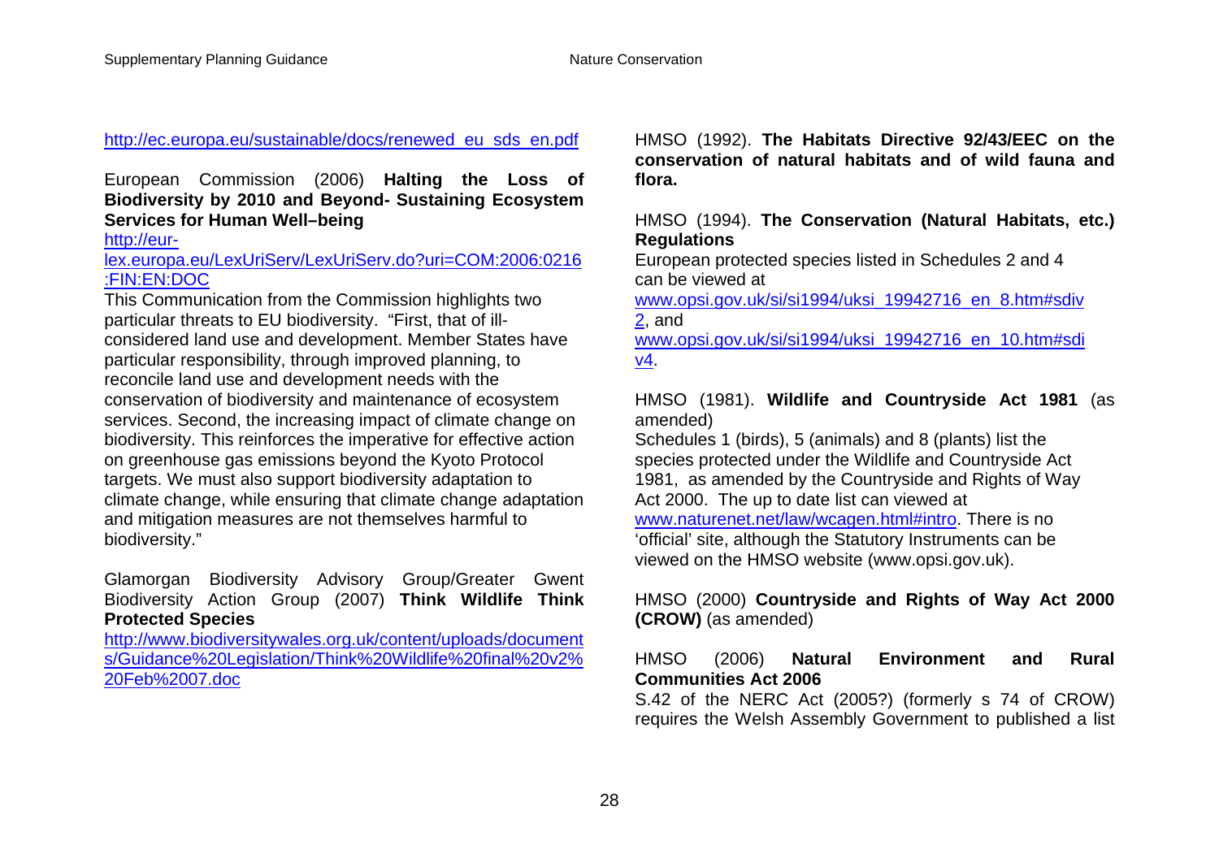http://ec.europa.eu/sustainable/docs/renewed_eu_sds_en.pdf

European Commission (2006) **Halting the Loss of Biodiversity by 2010 and Beyond- Sustaining Ecosystem Services for Human Well–being**
http://eur-lex.europa.eu/LexUriServ/LexUriServ.do?uri=COM:2006:0216:FIN:EN:DOC
This Communication from the Commission highlights two particular threats to EU biodiversity. "First, that of ill-considered land use and development. Member States have particular responsibility, through improved planning, to reconcile land use and development needs with the conservation of biodiversity and maintenance of ecosystem services. Second, the increasing impact of climate change on biodiversity. This reinforces the imperative for effective action on greenhouse gas emissions beyond the Kyoto Protocol targets. We must also support biodiversity adaptation to climate change, while ensuring that climate change adaptation and mitigation measures are not themselves harmful to biodiversity."

Glamorgan Biodiversity Advisory Group/Greater Gwent Biodiversity Action Group (2007) **Think Wildlife Think Protected Species**
http://www.biodiversitywales.org.uk/content/uploads/documents/Guidance%20Legislation/Think%20Wildlife%20final%20v2%20Feb%2007.doc

HMSO (1992). **The Habitats Directive 92/43/EEC on the conservation of natural habitats and of wild fauna and flora.**

HMSO (1994). **The Conservation (Natural Habitats, etc.) Regulations**
European protected species listed in Schedules 2 and 4 can be viewed at www.opsi.gov.uk/si/si1994/uksi_19942716_en_8.htm#sdiv2, and www.opsi.gov.uk/si/si1994/uksi_19942716_en_10.htm#sdiv4.

HMSO (1981). **Wildlife and Countryside Act 1981** (as amended)
Schedules 1 (birds), 5 (animals) and 8 (plants) list the species protected under the Wildlife and Countryside Act 1981, as amended by the Countryside and Rights of Way Act 2000. The up to date list can viewed at www.naturenet.net/law/wcagen.html#intro. There is no 'official' site, although the Statutory Instruments can be viewed on the HMSO website (www.opsi.gov.uk).

HMSO (2000) **Countryside and Rights of Way Act 2000 (CROW)** (as amended)

HMSO (2006) **Natural Environment and Rural Communities Act 2006**
S.42 of the NERC Act (2005?) (formerly s 74 of CROW) requires the Welsh Assembly Government to published a list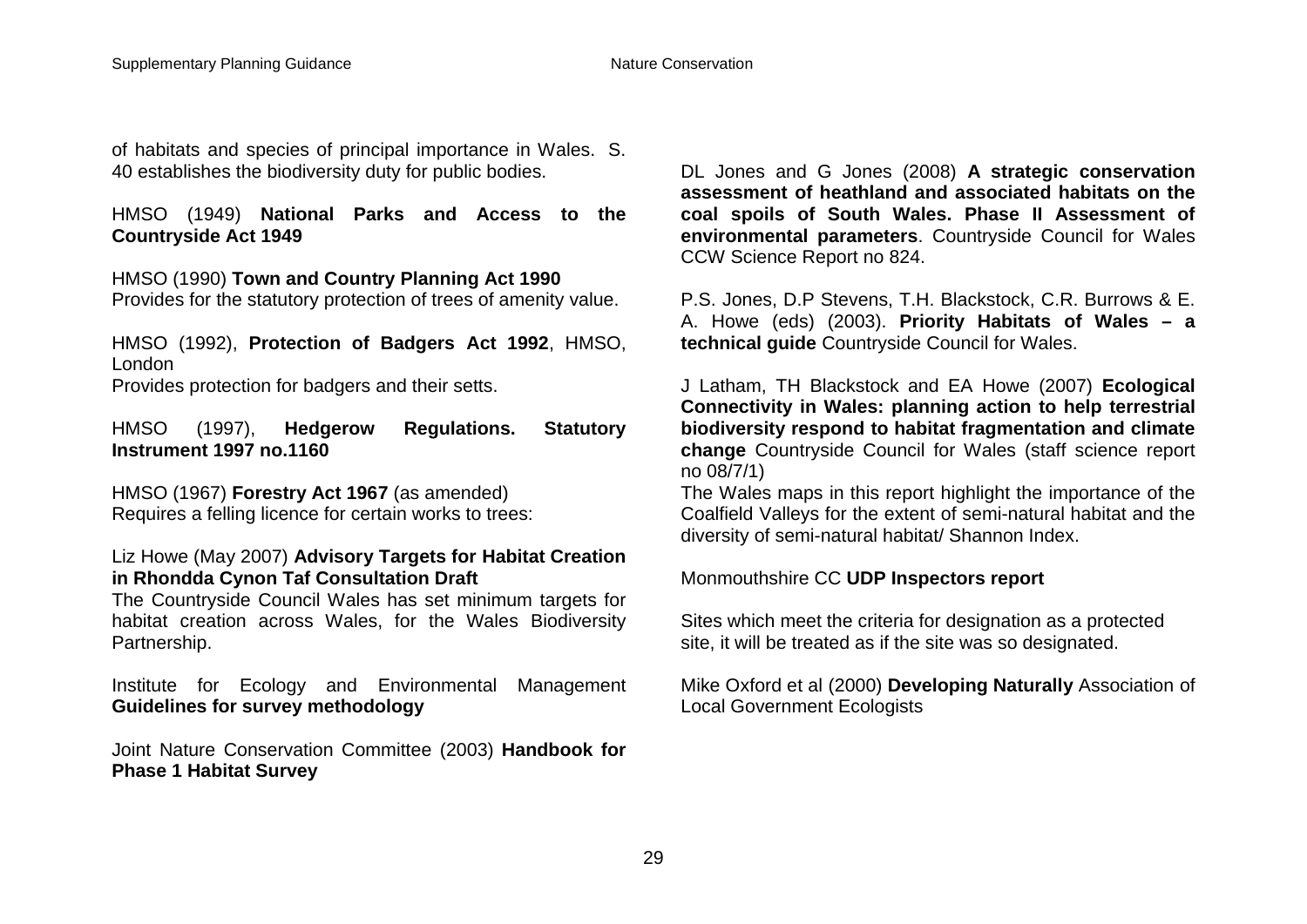of habitats and species of principal importance in Wales. S. 40 establishes the biodiversity duty for public bodies.

HMSO (1949) **National Parks and Access to the Countryside Act 1949**

HMSO (1990) **Town and Country Planning Act 1990**
Provides for the statutory protection of trees of amenity value.

HMSO (1992), **Protection of Badgers Act 1992**, HMSO, London
Provides protection for badgers and their setts.

HMSO (1997), **Hedgerow Regulations. Statutory Instrument 1997 no.1160**

HMSO (1967) **Forestry Act 1967** (as amended)
Requires a felling licence for certain works to trees:

Liz Howe (May 2007) **Advisory Targets for Habitat Creation in Rhondda Cynon Taf Consultation Draft**
The Countryside Council Wales has set minimum targets for habitat creation across Wales, for the Wales Biodiversity Partnership.

Institute for Ecology and Environmental Management **Guidelines for survey methodology**

Joint Nature Conservation Committee (2003) **Handbook for Phase 1 Habitat Survey**

DL Jones and G Jones (2008) **A strategic conservation assessment of heathland and associated habitats on the coal spoils of South Wales. Phase II Assessment of environmental parameters**. Countryside Council for Wales CCW Science Report no 824.

P.S. Jones, D.P Stevens, T.H. Blackstock, C.R. Burrows & E. A. Howe (eds) (2003). **Priority Habitats of Wales – a technical guide** Countryside Council for Wales.

J Latham, TH Blackstock and EA Howe (2007) **Ecological Connectivity in Wales: planning action to help terrestrial biodiversity respond to habitat fragmentation and climate change** Countryside Council for Wales (staff science report no 08/7/1)
The Wales maps in this report highlight the importance of the Coalfield Valleys for the extent of semi-natural habitat and the diversity of semi-natural habitat/ Shannon Index.

Monmouthshire CC **UDP Inspectors report**

Sites which meet the criteria for designation as a protected site, it will be treated as if the site was so designated.

Mike Oxford et al (2000) **Developing Naturally** Association of Local Government Ecologists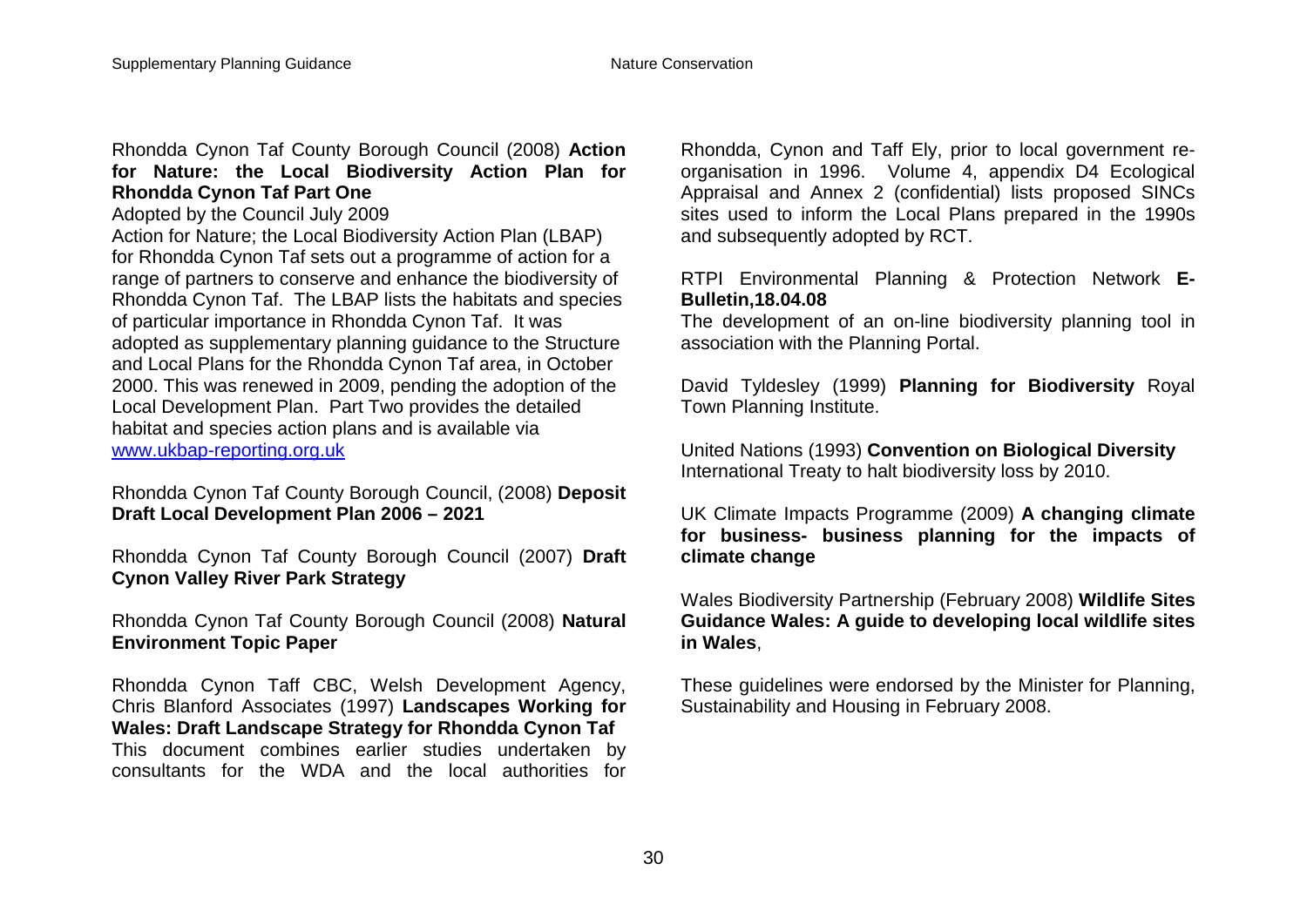Rhondda Cynon Taf County Borough Council (2008) **Action for Nature: the Local Biodiversity Action Plan for Rhondda Cynon Taf Part One**

Adopted by the Council July 2009

Action for Nature; the Local Biodiversity Action Plan (LBAP) for Rhondda Cynon Taf sets out a programme of action for a range of partners to conserve and enhance the biodiversity of Rhondda Cynon Taf. The LBAP lists the habitats and species of particular importance in Rhondda Cynon Taf. It was adopted as supplementary planning guidance to the Structure and Local Plans for the Rhondda Cynon Taf area, in October 2000. This was renewed in 2009, pending the adoption of the Local Development Plan. Part Two provides the detailed habitat and species action plans and is available via [www.ukbap-reporting.org.uk](www.ukbap-reporting.org.uk)

Rhondda Cynon Taf County Borough Council, (2008) **Deposit Draft Local Development Plan 2006 – 2021**

Rhondda Cynon Taf County Borough Council (2007) **Draft Cynon Valley River Park Strategy**

Rhondda Cynon Taf County Borough Council (2008) **Natural Environment Topic Paper**

Rhondda Cynon Taff CBC, Welsh Development Agency, Chris Blanford Associates (1997) **Landscapes Working for Wales: Draft Landscape Strategy for Rhondda Cynon Taf**
This document combines earlier studies undertaken by consultants for the WDA and the local authorities for Rhondda, Cynon and Taff Ely, prior to local government re-organisation in 1996. Volume 4, appendix D4 Ecological Appraisal and Annex 2 (confidential) lists proposed SINCs sites used to inform the Local Plans prepared in the 1990s and subsequently adopted by RCT.

RTPI Environmental Planning & Protection Network **E-Bulletin,18.04.08**
The development of an on-line biodiversity planning tool in association with the Planning Portal.

David Tyldesley (1999) **Planning for Biodiversity** Royal Town Planning Institute.

United Nations (1993) **Convention on Biological Diversity** International Treaty to halt biodiversity loss by 2010.

UK Climate Impacts Programme (2009) **A changing climate for business- business planning for the impacts of climate change**

Wales Biodiversity Partnership (February 2008) **Wildlife Sites Guidance Wales: A guide to developing local wildlife sites in Wales**,

These guidelines were endorsed by the Minister for Planning, Sustainability and Housing in February 2008.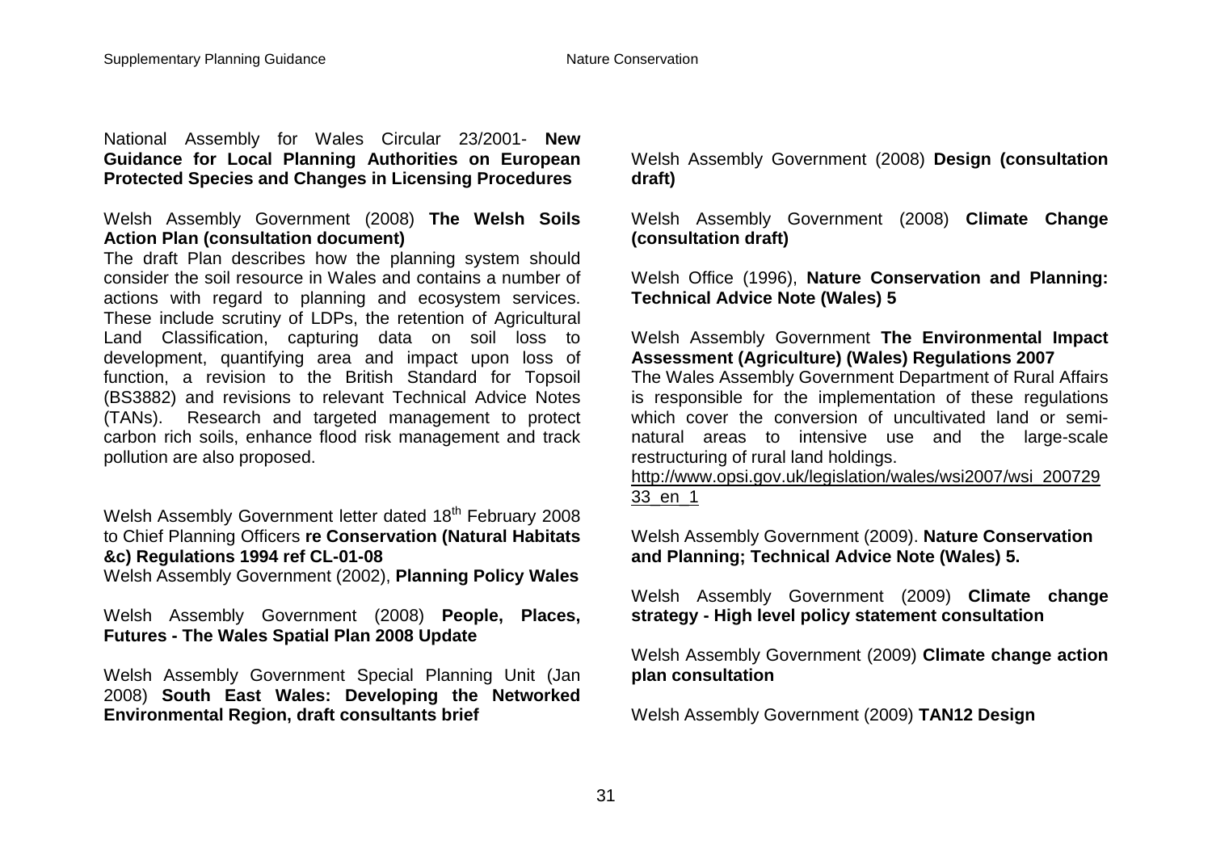National Assembly for Wales Circular 23/2001- **New Guidance for Local Planning Authorities on European Protected Species and Changes in Licensing Procedures**

Welsh Assembly Government (2008) **The Welsh Soils Action Plan (consultation document)**

The draft Plan describes how the planning system should consider the soil resource in Wales and contains a number of actions with regard to planning and ecosystem services. These include scrutiny of LDPs, the retention of Agricultural Land Classification, capturing data on soil loss to development, quantifying area and impact upon loss of function, a revision to the British Standard for Topsoil (BS3882) and revisions to relevant Technical Advice Notes (TANs). Research and targeted management to protect carbon rich soils, enhance flood risk management and track pollution are also proposed.

Welsh Assembly Government letter dated 18th February 2008 to Chief Planning Officers **re Conservation (Natural Habitats &c) Regulations 1994 ref CL-01-08**

Welsh Assembly Government (2002), **Planning Policy Wales**

Welsh Assembly Government (2008) **People, Places, Futures - The Wales Spatial Plan 2008 Update**

Welsh Assembly Government Special Planning Unit (Jan 2008) **South East Wales: Developing the Networked Environmental Region, draft consultants brief**

Welsh Assembly Government (2008) **Design (consultation draft)**

Welsh Assembly Government (2008) **Climate Change (consultation draft)**

Welsh Office (1996), **Nature Conservation and Planning: Technical Advice Note (Wales) 5**

Welsh Assembly Government **The Environmental Impact Assessment (Agriculture) (Wales) Regulations 2007**

The Wales Assembly Government Department of Rural Affairs is responsible for the implementation of these regulations which cover the conversion of uncultivated land or semi-natural areas to intensive use and the large-scale restructuring of rural land holdings.

http://www.opsi.gov.uk/legislation/wales/wsi2007/wsi_20072933_en_1

Welsh Assembly Government (2009). **Nature Conservation and Planning; Technical Advice Note (Wales) 5.**

Welsh Assembly Government (2009) **Climate change strategy - High level policy statement consultation**

Welsh Assembly Government (2009) **Climate change action plan consultation**

Welsh Assembly Government (2009) **TAN12 Design**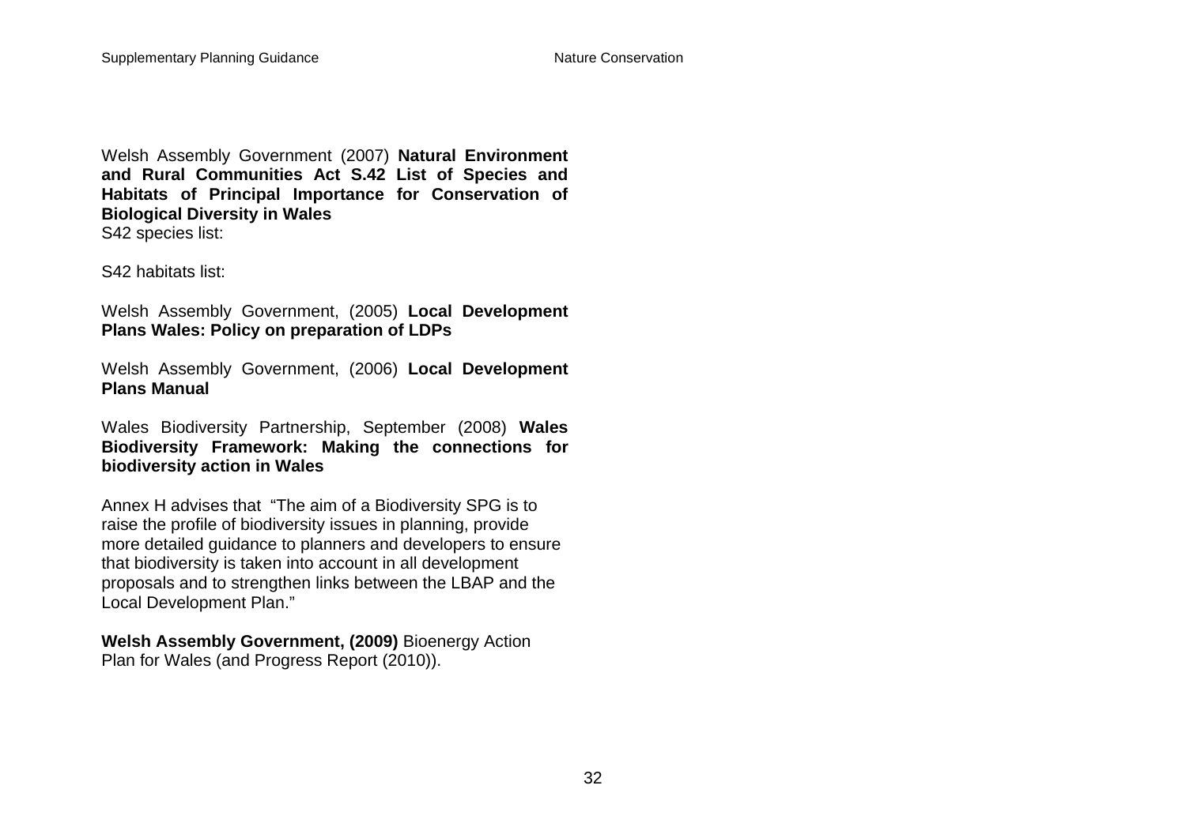Welsh Assembly Government (2007) **Natural Environment and Rural Communities Act S.42 List of Species and Habitats of Principal Importance for Conservation of Biological Diversity in Wales**
S42 species list:

S42 habitats list:

Welsh Assembly Government, (2005) **Local Development Plans Wales: Policy on preparation of LDPs**

Welsh Assembly Government, (2006) **Local Development Plans Manual**

Wales Biodiversity Partnership, September (2008) **Wales Biodiversity Framework: Making the connections for biodiversity action in Wales**

Annex H advises that "The aim of a Biodiversity SPG is to raise the profile of biodiversity issues in planning, provide more detailed guidance to planners and developers to ensure that biodiversity is taken into account in all development proposals and to strengthen links between the LBAP and the Local Development Plan."

**Welsh Assembly Government, (2009)** Bioenergy Action Plan for Wales (and Progress Report (2010)).